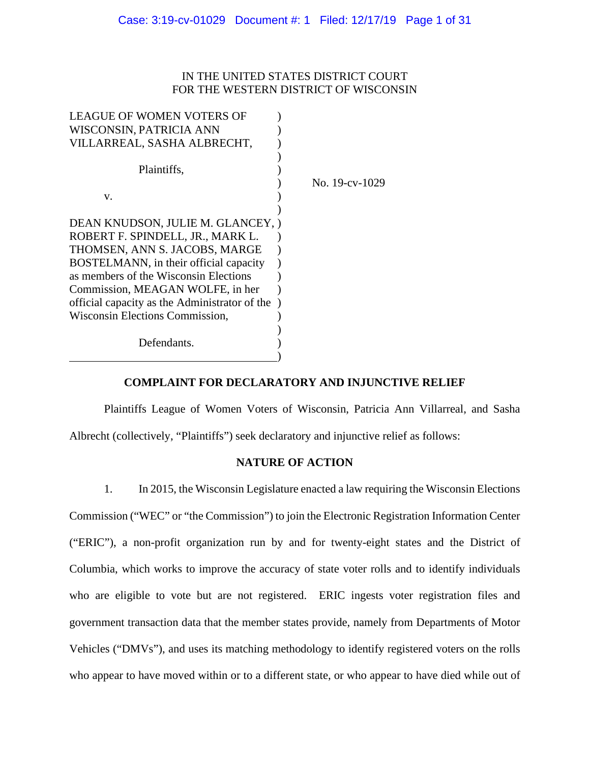IN THE UNITED STATES DISTRICT COURT
FOR THE WESTERN DISTRICT OF WISCONSIN

| | | |
|---|---|---|
| LEAGUE OF WOMEN VOTERS OF WISCONSIN, PATRICIA ANN VILLARREAL, SASHA ALBRECHT,<br><br>Plaintiffs,<br><br>v.<br><br>DEAN KNUDSON, JULIE M. GLANCEY, ROBERT F. SPINDELL, JR., MARK L. THOMSEN, ANN S. JACOBS, MARGE BOSTELMANN, in their official capacity as members of the Wisconsin Elections Commission, MEAGAN WOLFE, in her official capacity as the Administrator of the Wisconsin Elections Commission,<br><br>Defendants. | ) | No. 19-cv-1029 |

## COMPLAINT FOR DECLARATORY AND INJUNCTIVE RELIEF

Plaintiffs League of Women Voters of Wisconsin, Patricia Ann Villarreal, and Sasha Albrecht (collectively, "Plaintiffs") seek declaratory and injunctive relief as follows:

## NATURE OF ACTION

1. In 2015, the Wisconsin Legislature enacted a law requiring the Wisconsin Elections Commission ("WEC" or "the Commission") to join the Electronic Registration Information Center ("ERIC"), a non-profit organization run by and for twenty-eight states and the District of Columbia, which works to improve the accuracy of state voter rolls and to identify individuals who are eligible to vote but are not registered. ERIC ingests voter registration files and government transaction data that the member states provide, namely from Departments of Motor Vehicles ("DMVs"), and uses its matching methodology to identify registered voters on the rolls who appear to have moved within or to a different state, or who appear to have died while out of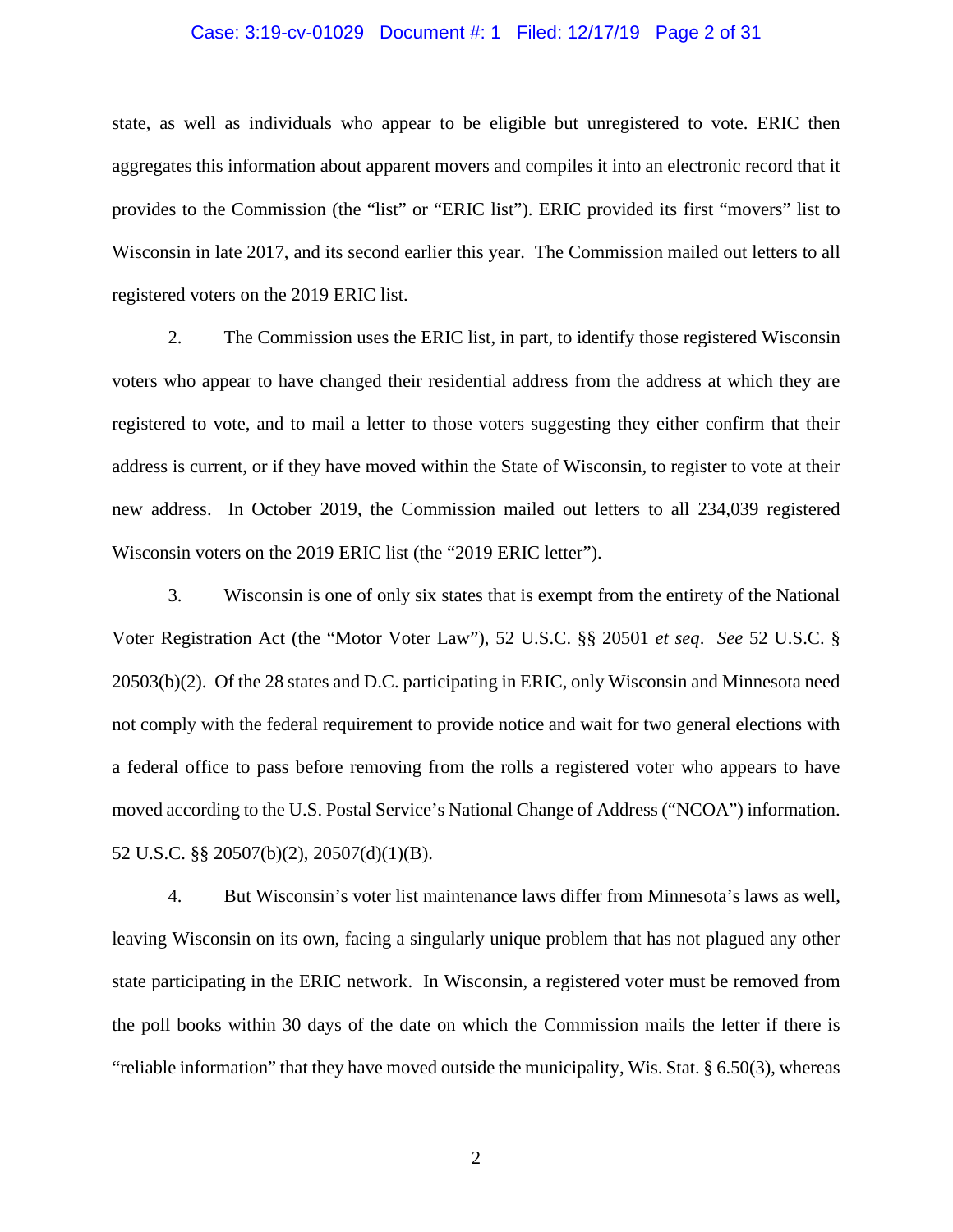state, as well as individuals who appear to be eligible but unregistered to vote. ERIC then aggregates this information about apparent movers and compiles it into an electronic record that it provides to the Commission (the "list" or "ERIC list"). ERIC provided its first "movers" list to Wisconsin in late 2017, and its second earlier this year. The Commission mailed out letters to all registered voters on the 2019 ERIC list.

2. The Commission uses the ERIC list, in part, to identify those registered Wisconsin voters who appear to have changed their residential address from the address at which they are registered to vote, and to mail a letter to those voters suggesting they either confirm that their address is current, or if they have moved within the State of Wisconsin, to register to vote at their new address. In October 2019, the Commission mailed out letters to all 234,039 registered Wisconsin voters on the 2019 ERIC list (the "2019 ERIC letter").

3. Wisconsin is one of only six states that is exempt from the entirety of the National Voter Registration Act (the "Motor Voter Law"), 52 U.S.C. §§ 20501 *et seq*. *See* 52 U.S.C. § 20503(b)(2). Of the 28 states and D.C. participating in ERIC, only Wisconsin and Minnesota need not comply with the federal requirement to provide notice and wait for two general elections with a federal office to pass before removing from the rolls a registered voter who appears to have moved according to the U.S. Postal Service's National Change of Address ("NCOA") information. 52 U.S.C. §§ 20507(b)(2), 20507(d)(1)(B).

4. But Wisconsin's voter list maintenance laws differ from Minnesota's laws as well, leaving Wisconsin on its own, facing a singularly unique problem that has not plagued any other state participating in the ERIC network. In Wisconsin, a registered voter must be removed from the poll books within 30 days of the date on which the Commission mails the letter if there is "reliable information" that they have moved outside the municipality, Wis. Stat. § 6.50(3), whereas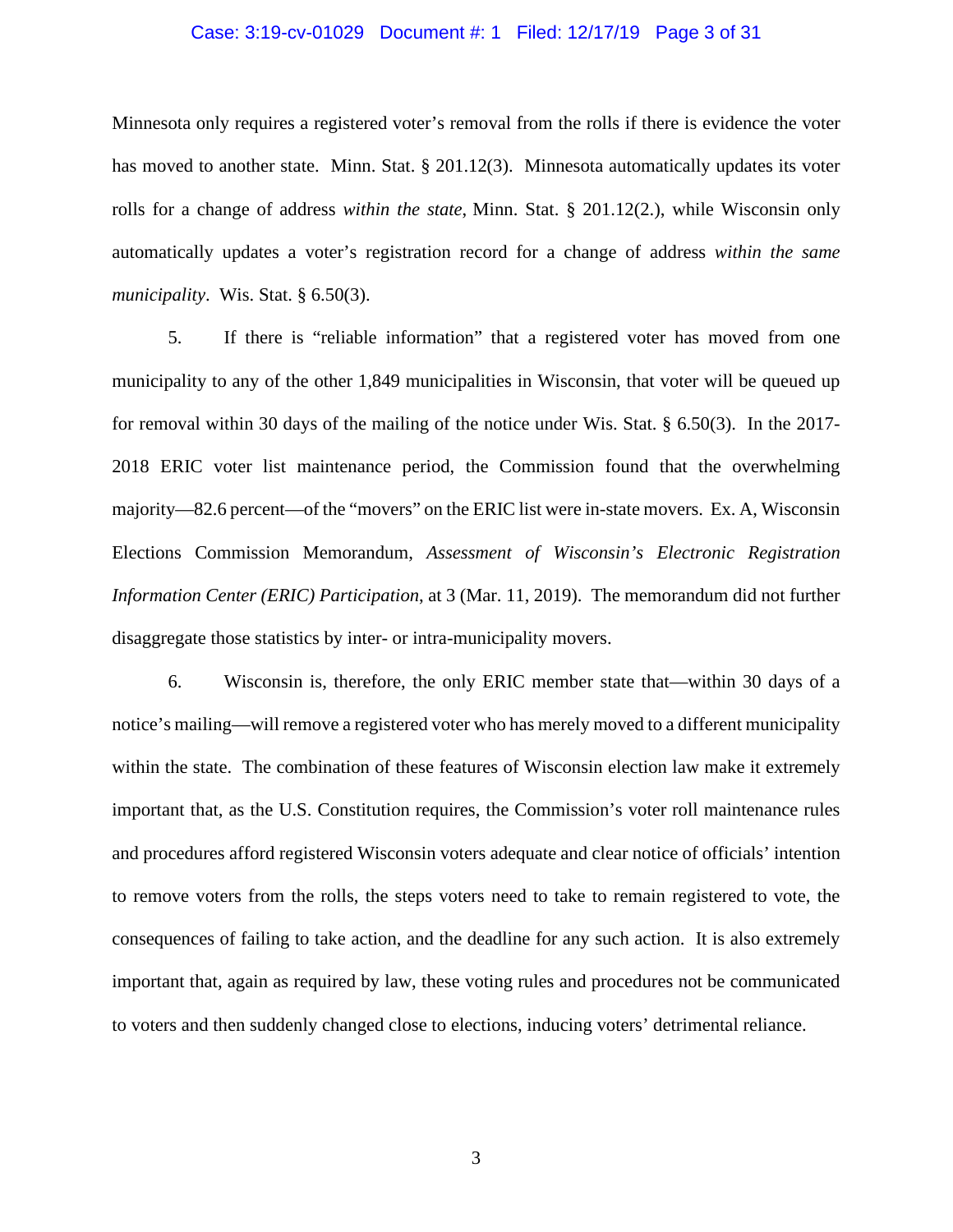Minnesota only requires a registered voter's removal from the rolls if there is evidence the voter has moved to another state. Minn. Stat. § 201.12(3). Minnesota automatically updates its voter rolls for a change of address *within the state*, Minn. Stat. § 201.12(2.), while Wisconsin only automatically updates a voter's registration record for a change of address *within the same municipality*. Wis. Stat. § 6.50(3).

5. If there is "reliable information" that a registered voter has moved from one municipality to any of the other 1,849 municipalities in Wisconsin, that voter will be queued up for removal within 30 days of the mailing of the notice under Wis. Stat. § 6.50(3). In the 2017-2018 ERIC voter list maintenance period, the Commission found that the overwhelming majority—82.6 percent—of the "movers" on the ERIC list were in-state movers. Ex. A, Wisconsin Elections Commission Memorandum, *Assessment of Wisconsin's Electronic Registration Information Center (ERIC) Participation*, at 3 (Mar. 11, 2019). The memorandum did not further disaggregate those statistics by inter- or intra-municipality movers.

6. Wisconsin is, therefore, the only ERIC member state that—within 30 days of a notice's mailing—will remove a registered voter who has merely moved to a different municipality within the state. The combination of these features of Wisconsin election law make it extremely important that, as the U.S. Constitution requires, the Commission's voter roll maintenance rules and procedures afford registered Wisconsin voters adequate and clear notice of officials' intention to remove voters from the rolls, the steps voters need to take to remain registered to vote, the consequences of failing to take action, and the deadline for any such action. It is also extremely important that, again as required by law, these voting rules and procedures not be communicated to voters and then suddenly changed close to elections, inducing voters' detrimental reliance.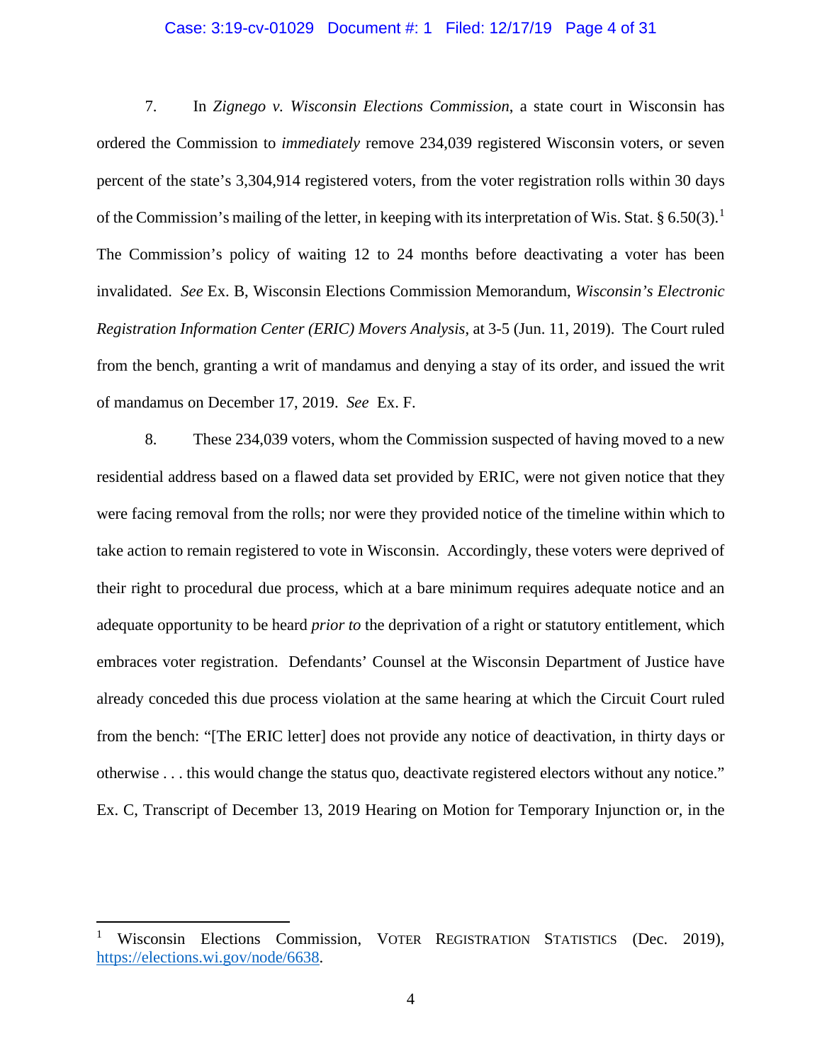7. In *Zignego v. Wisconsin Elections Commission*, a state court in Wisconsin has ordered the Commission to *immediately* remove 234,039 registered Wisconsin voters, or seven percent of the state's 3,304,914 registered voters, from the voter registration rolls within 30 days of the Commission's mailing of the letter, in keeping with its interpretation of Wis. Stat. § 6.50(3).[1] The Commission's policy of waiting 12 to 24 months before deactivating a voter has been invalidated. *See* Ex. B, Wisconsin Elections Commission Memorandum, *Wisconsin's Electronic Registration Information Center (ERIC) Movers Analysis*, at 3-5 (Jun. 11, 2019). The Court ruled from the bench, granting a writ of mandamus and denying a stay of its order, and issued the writ of mandamus on December 17, 2019. *See* Ex. F.

8. These 234,039 voters, whom the Commission suspected of having moved to a new residential address based on a flawed data set provided by ERIC, were not given notice that they were facing removal from the rolls; nor were they provided notice of the timeline within which to take action to remain registered to vote in Wisconsin. Accordingly, these voters were deprived of their right to procedural due process, which at a bare minimum requires adequate notice and an adequate opportunity to be heard *prior to* the deprivation of a right or statutory entitlement, which embraces voter registration. Defendants' Counsel at the Wisconsin Department of Justice have already conceded this due process violation at the same hearing at which the Circuit Court ruled from the bench: "[The ERIC letter] does not provide any notice of deactivation, in thirty days or otherwise . . . this would change the status quo, deactivate registered electors without any notice." Ex. C, Transcript of December 13, 2019 Hearing on Motion for Temporary Injunction or, in the

---

[1] Wisconsin Elections Commission, VOTER REGISTRATION STATISTICS (Dec. 2019), https://elections.wi.gov/node/6638.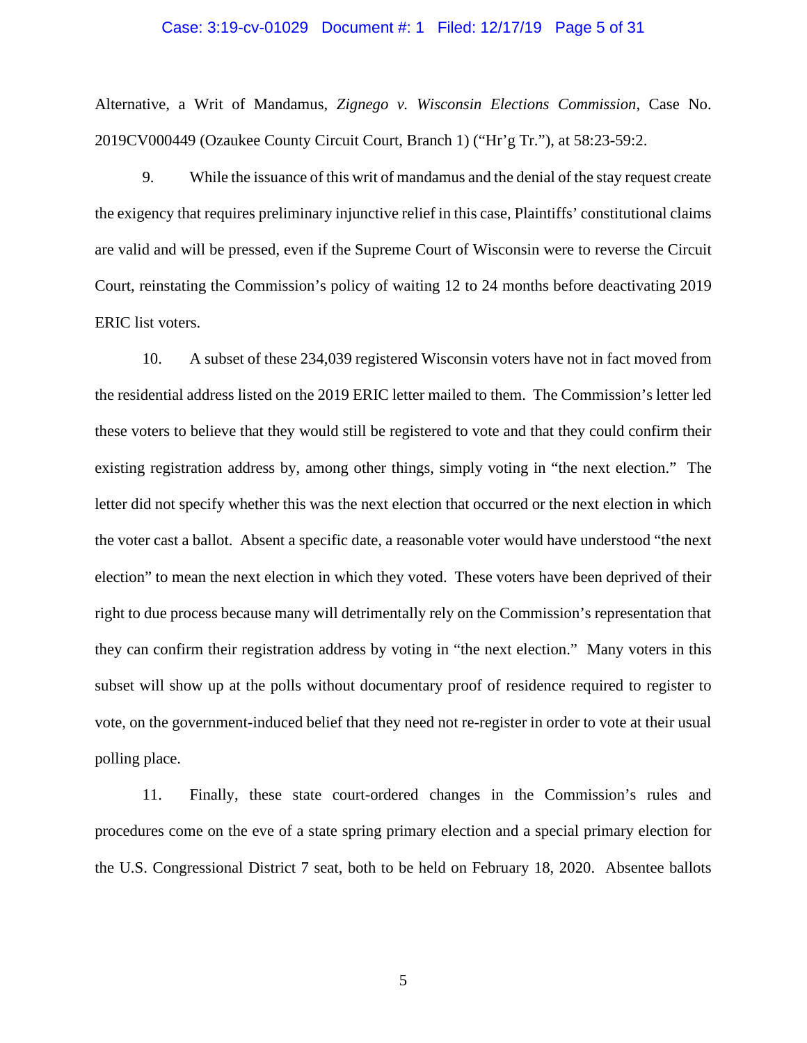Alternative, a Writ of Mandamus, *Zignego v. Wisconsin Elections Commission*, Case No. 2019CV000449 (Ozaukee County Circuit Court, Branch 1) ("Hr'g Tr."), at 58:23-59:2.

9. While the issuance of this writ of mandamus and the denial of the stay request create the exigency that requires preliminary injunctive relief in this case, Plaintiffs' constitutional claims are valid and will be pressed, even if the Supreme Court of Wisconsin were to reverse the Circuit Court, reinstating the Commission's policy of waiting 12 to 24 months before deactivating 2019 ERIC list voters.

10. A subset of these 234,039 registered Wisconsin voters have not in fact moved from the residential address listed on the 2019 ERIC letter mailed to them. The Commission's letter led these voters to believe that they would still be registered to vote and that they could confirm their existing registration address by, among other things, simply voting in "the next election." The letter did not specify whether this was the next election that occurred or the next election in which the voter cast a ballot. Absent a specific date, a reasonable voter would have understood "the next election" to mean the next election in which they voted. These voters have been deprived of their right to due process because many will detrimentally rely on the Commission's representation that they can confirm their registration address by voting in "the next election." Many voters in this subset will show up at the polls without documentary proof of residence required to register to vote, on the government-induced belief that they need not re-register in order to vote at their usual polling place.

11. Finally, these state court-ordered changes in the Commission's rules and procedures come on the eve of a state spring primary election and a special primary election for the U.S. Congressional District 7 seat, both to be held on February 18, 2020. Absentee ballots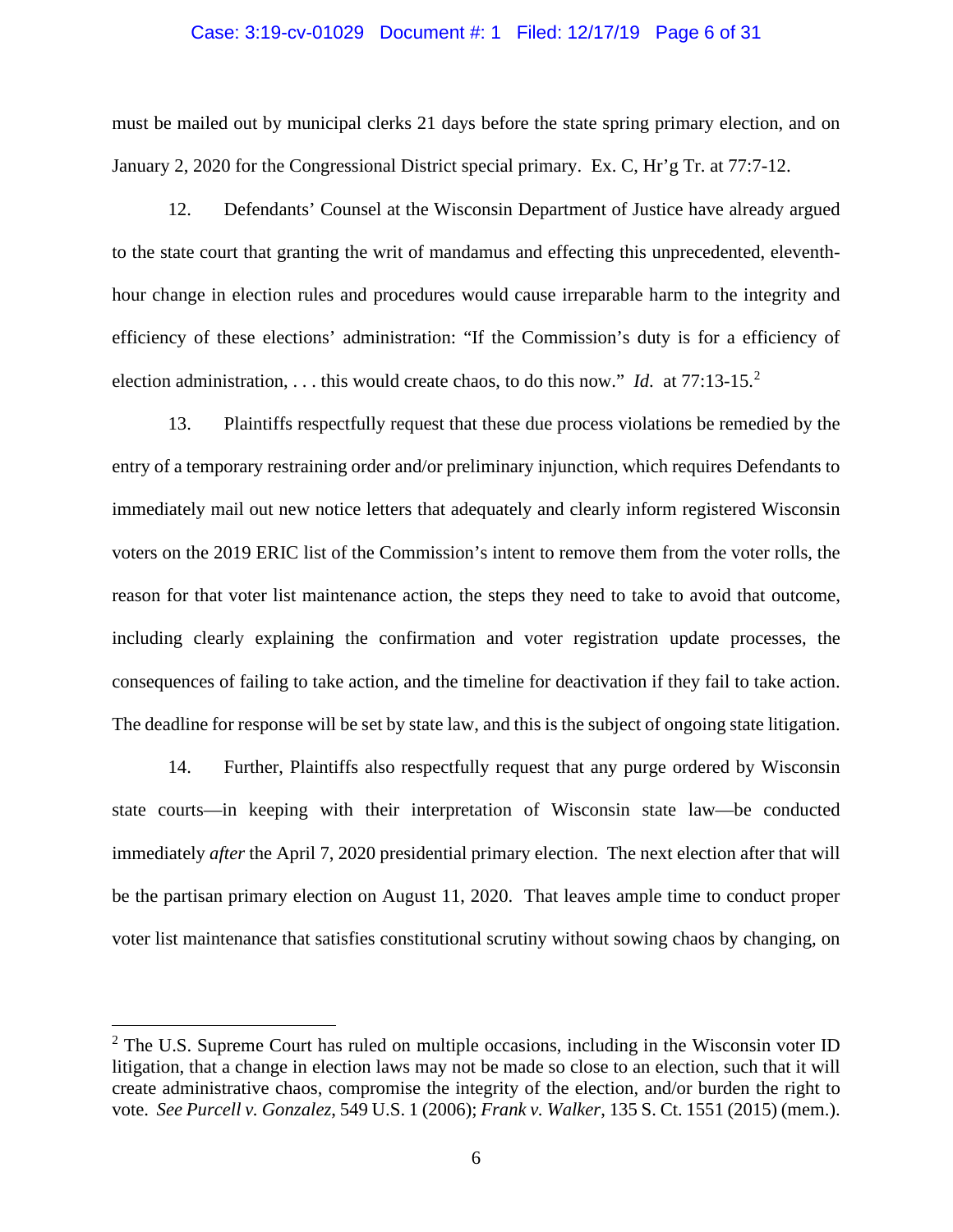must be mailed out by municipal clerks 21 days before the state spring primary election, and on January 2, 2020 for the Congressional District special primary. Ex. C, Hr'g Tr. at 77:7-12.

12. Defendants' Counsel at the Wisconsin Department of Justice have already argued to the state court that granting the writ of mandamus and effecting this unprecedented, eleventh-hour change in election rules and procedures would cause irreparable harm to the integrity and efficiency of these elections' administration: "If the Commission's duty is for a efficiency of election administration, . . . this would create chaos, to do this now." *Id.* at 77:13-15.[2]

13. Plaintiffs respectfully request that these due process violations be remedied by the entry of a temporary restraining order and/or preliminary injunction, which requires Defendants to immediately mail out new notice letters that adequately and clearly inform registered Wisconsin voters on the 2019 ERIC list of the Commission's intent to remove them from the voter rolls, the reason for that voter list maintenance action, the steps they need to take to avoid that outcome, including clearly explaining the confirmation and voter registration update processes, the consequences of failing to take action, and the timeline for deactivation if they fail to take action. The deadline for response will be set by state law, and this is the subject of ongoing state litigation.

14. Further, Plaintiffs also respectfully request that any purge ordered by Wisconsin state courts—in keeping with their interpretation of Wisconsin state law—be conducted immediately *after* the April 7, 2020 presidential primary election. The next election after that will be the partisan primary election on August 11, 2020. That leaves ample time to conduct proper voter list maintenance that satisfies constitutional scrutiny without sowing chaos by changing, on

[2] The U.S. Supreme Court has ruled on multiple occasions, including in the Wisconsin voter ID litigation, that a change in election laws may not be made so close to an election, such that it will create administrative chaos, compromise the integrity of the election, and/or burden the right to vote. *See Purcell v. Gonzalez*, 549 U.S. 1 (2006); *Frank v. Walker*, 135 S. Ct. 1551 (2015) (mem.).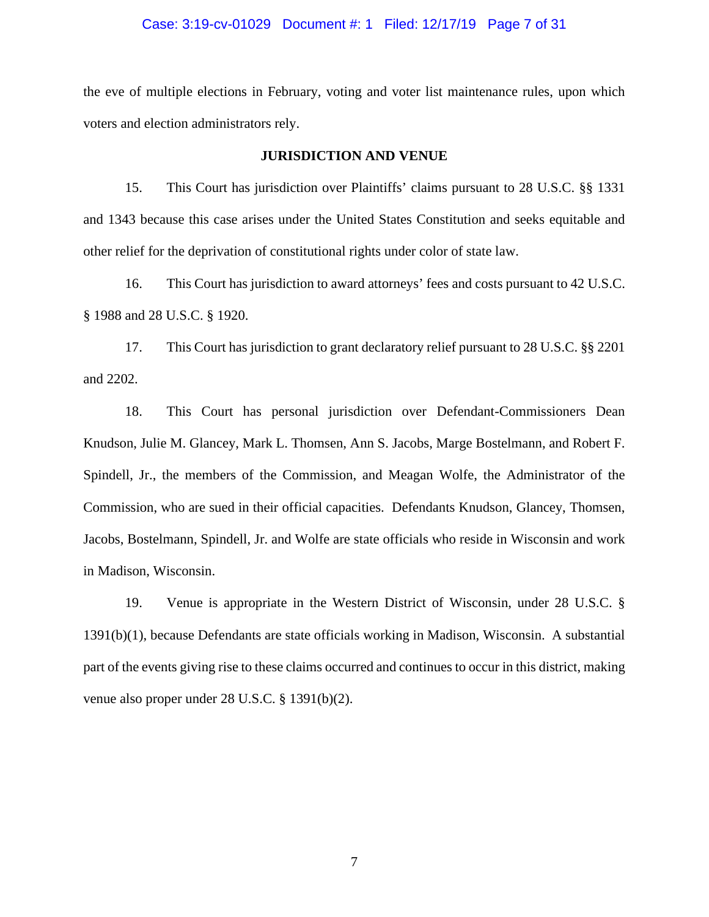the eve of multiple elections in February, voting and voter list maintenance rules, upon which voters and election administrators rely.

## JURISDICTION AND VENUE

15. This Court has jurisdiction over Plaintiffs' claims pursuant to 28 U.S.C. §§ 1331 and 1343 because this case arises under the United States Constitution and seeks equitable and other relief for the deprivation of constitutional rights under color of state law.

16. This Court has jurisdiction to award attorneys' fees and costs pursuant to 42 U.S.C. § 1988 and 28 U.S.C. § 1920.

17. This Court has jurisdiction to grant declaratory relief pursuant to 28 U.S.C. §§ 2201 and 2202.

18. This Court has personal jurisdiction over Defendant-Commissioners Dean Knudson, Julie M. Glancey, Mark L. Thomsen, Ann S. Jacobs, Marge Bostelmann, and Robert F. Spindell, Jr., the members of the Commission, and Meagan Wolfe, the Administrator of the Commission, who are sued in their official capacities. Defendants Knudson, Glancey, Thomsen, Jacobs, Bostelmann, Spindell, Jr. and Wolfe are state officials who reside in Wisconsin and work in Madison, Wisconsin.

19. Venue is appropriate in the Western District of Wisconsin, under 28 U.S.C. § 1391(b)(1), because Defendants are state officials working in Madison, Wisconsin. A substantial part of the events giving rise to these claims occurred and continues to occur in this district, making venue also proper under 28 U.S.C. § 1391(b)(2).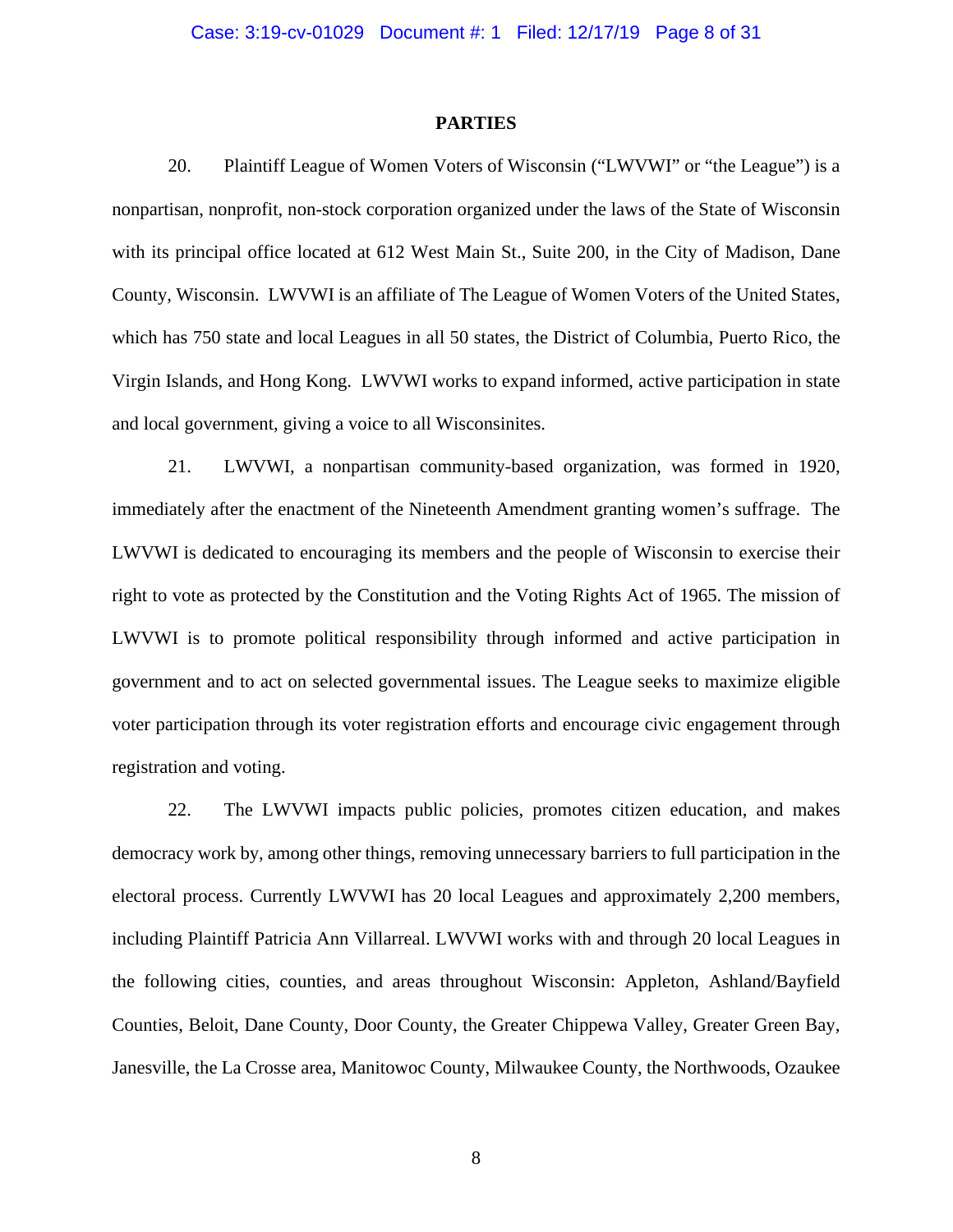## PARTIES

20. Plaintiff League of Women Voters of Wisconsin ("LWVWI" or "the League") is a nonpartisan, nonprofit, non-stock corporation organized under the laws of the State of Wisconsin with its principal office located at 612 West Main St., Suite 200, in the City of Madison, Dane County, Wisconsin. LWVWI is an affiliate of The League of Women Voters of the United States, which has 750 state and local Leagues in all 50 states, the District of Columbia, Puerto Rico, the Virgin Islands, and Hong Kong. LWVWI works to expand informed, active participation in state and local government, giving a voice to all Wisconsinites.

21. LWVWI, a nonpartisan community-based organization, was formed in 1920, immediately after the enactment of the Nineteenth Amendment granting women's suffrage. The LWVWI is dedicated to encouraging its members and the people of Wisconsin to exercise their right to vote as protected by the Constitution and the Voting Rights Act of 1965. The mission of LWVWI is to promote political responsibility through informed and active participation in government and to act on selected governmental issues. The League seeks to maximize eligible voter participation through its voter registration efforts and encourage civic engagement through registration and voting.

22. The LWVWI impacts public policies, promotes citizen education, and makes democracy work by, among other things, removing unnecessary barriers to full participation in the electoral process. Currently LWVWI has 20 local Leagues and approximately 2,200 members, including Plaintiff Patricia Ann Villarreal. LWVWI works with and through 20 local Leagues in the following cities, counties, and areas throughout Wisconsin: Appleton, Ashland/Bayfield Counties, Beloit, Dane County, Door County, the Greater Chippewa Valley, Greater Green Bay, Janesville, the La Crosse area, Manitowoc County, Milwaukee County, the Northwoods, Ozaukee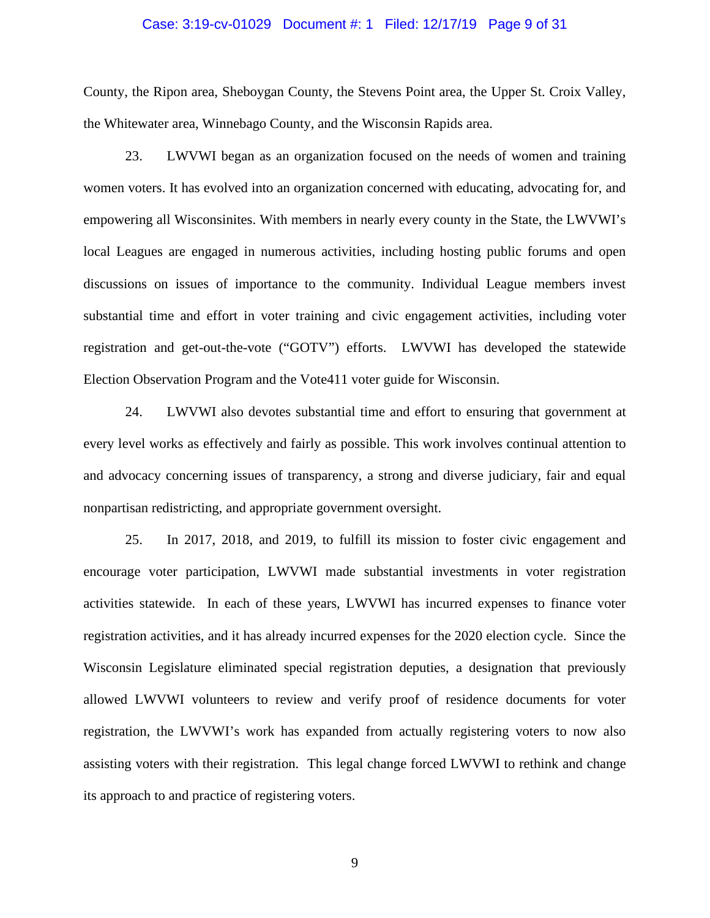County, the Ripon area, Sheboygan County, the Stevens Point area, the Upper St. Croix Valley, the Whitewater area, Winnebago County, and the Wisconsin Rapids area.

23. LWVWI began as an organization focused on the needs of women and training women voters. It has evolved into an organization concerned with educating, advocating for, and empowering all Wisconsinites. With members in nearly every county in the State, the LWVWI's local Leagues are engaged in numerous activities, including hosting public forums and open discussions on issues of importance to the community. Individual League members invest substantial time and effort in voter training and civic engagement activities, including voter registration and get-out-the-vote ("GOTV") efforts. LWVWI has developed the statewide Election Observation Program and the Vote411 voter guide for Wisconsin.

24. LWVWI also devotes substantial time and effort to ensuring that government at every level works as effectively and fairly as possible. This work involves continual attention to and advocacy concerning issues of transparency, a strong and diverse judiciary, fair and equal nonpartisan redistricting, and appropriate government oversight.

25. In 2017, 2018, and 2019, to fulfill its mission to foster civic engagement and encourage voter participation, LWVWI made substantial investments in voter registration activities statewide. In each of these years, LWVWI has incurred expenses to finance voter registration activities, and it has already incurred expenses for the 2020 election cycle. Since the Wisconsin Legislature eliminated special registration deputies, a designation that previously allowed LWVWI volunteers to review and verify proof of residence documents for voter registration, the LWVWI's work has expanded from actually registering voters to now also assisting voters with their registration. This legal change forced LWVWI to rethink and change its approach to and practice of registering voters.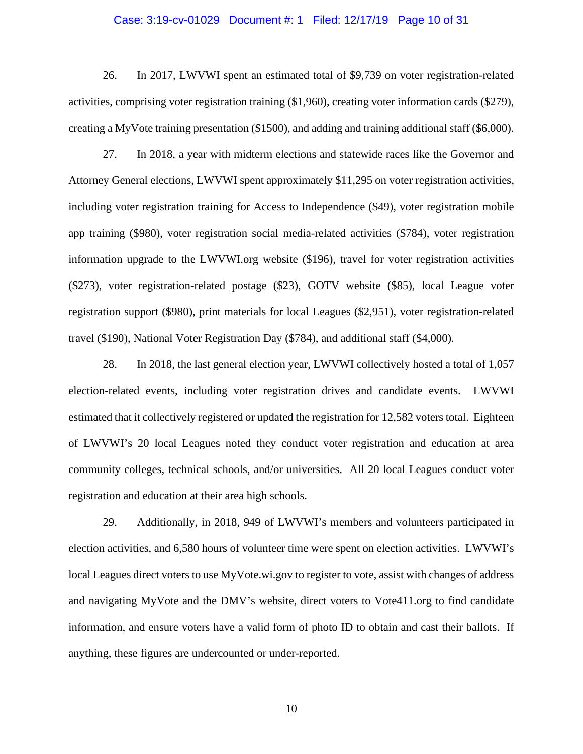26. In 2017, LWVWI spent an estimated total of $9,739 on voter registration-related activities, comprising voter registration training ($1,960), creating voter information cards ($279), creating a MyVote training presentation ($1500), and adding and training additional staff ($6,000).

27. In 2018, a year with midterm elections and statewide races like the Governor and Attorney General elections, LWVWI spent approximately $11,295 on voter registration activities, including voter registration training for Access to Independence ($49), voter registration mobile app training ($980), voter registration social media-related activities ($784), voter registration information upgrade to the LWVWI.org website ($196), travel for voter registration activities ($273), voter registration-related postage ($23), GOTV website ($85), local League voter registration support ($980), print materials for local Leagues ($2,951), voter registration-related travel ($190), National Voter Registration Day ($784), and additional staff ($4,000).

28. In 2018, the last general election year, LWVWI collectively hosted a total of 1,057 election-related events, including voter registration drives and candidate events. LWVWI estimated that it collectively registered or updated the registration for 12,582 voters total. Eighteen of LWVWI's 20 local Leagues noted they conduct voter registration and education at area community colleges, technical schools, and/or universities. All 20 local Leagues conduct voter registration and education at their area high schools.

29. Additionally, in 2018, 949 of LWVWI's members and volunteers participated in election activities, and 6,580 hours of volunteer time were spent on election activities. LWVWI's local Leagues direct voters to use MyVote.wi.gov to register to vote, assist with changes of address and navigating MyVote and the DMV's website, direct voters to Vote411.org to find candidate information, and ensure voters have a valid form of photo ID to obtain and cast their ballots. If anything, these figures are undercounted or under-reported.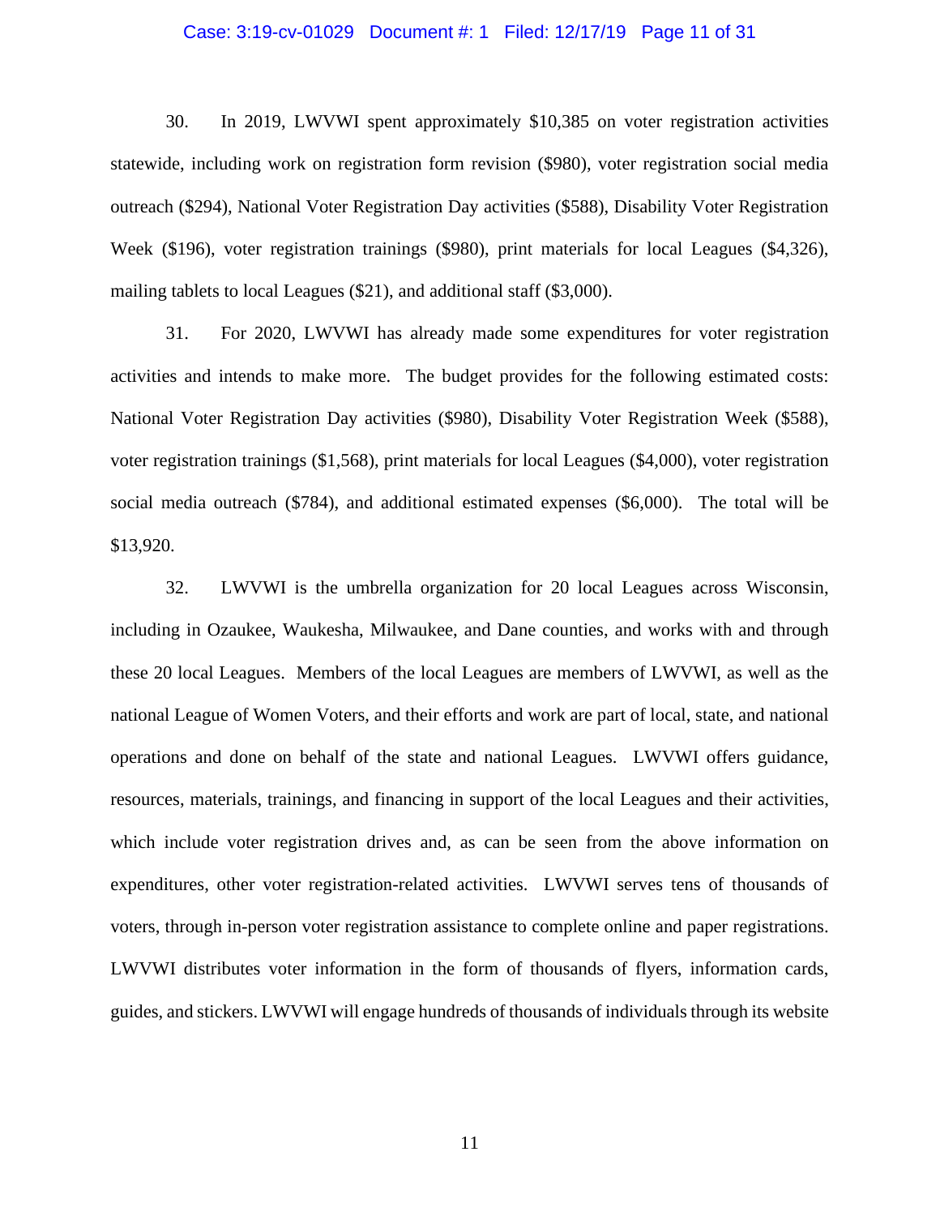30. In 2019, LWVWI spent approximately $10,385 on voter registration activities statewide, including work on registration form revision ($980), voter registration social media outreach ($294), National Voter Registration Day activities ($588), Disability Voter Registration Week ($196), voter registration trainings ($980), print materials for local Leagues ($4,326), mailing tablets to local Leagues ($21), and additional staff ($3,000).

31. For 2020, LWVWI has already made some expenditures for voter registration activities and intends to make more. The budget provides for the following estimated costs: National Voter Registration Day activities ($980), Disability Voter Registration Week ($588), voter registration trainings ($1,568), print materials for local Leagues ($4,000), voter registration social media outreach ($784), and additional estimated expenses ($6,000). The total will be $13,920.

32. LWVWI is the umbrella organization for 20 local Leagues across Wisconsin, including in Ozaukee, Waukesha, Milwaukee, and Dane counties, and works with and through these 20 local Leagues. Members of the local Leagues are members of LWVWI, as well as the national League of Women Voters, and their efforts and work are part of local, state, and national operations and done on behalf of the state and national Leagues. LWVWI offers guidance, resources, materials, trainings, and financing in support of the local Leagues and their activities, which include voter registration drives and, as can be seen from the above information on expenditures, other voter registration-related activities. LWVWI serves tens of thousands of voters, through in-person voter registration assistance to complete online and paper registrations. LWVWI distributes voter information in the form of thousands of flyers, information cards, guides, and stickers. LWVWI will engage hundreds of thousands of individuals through its website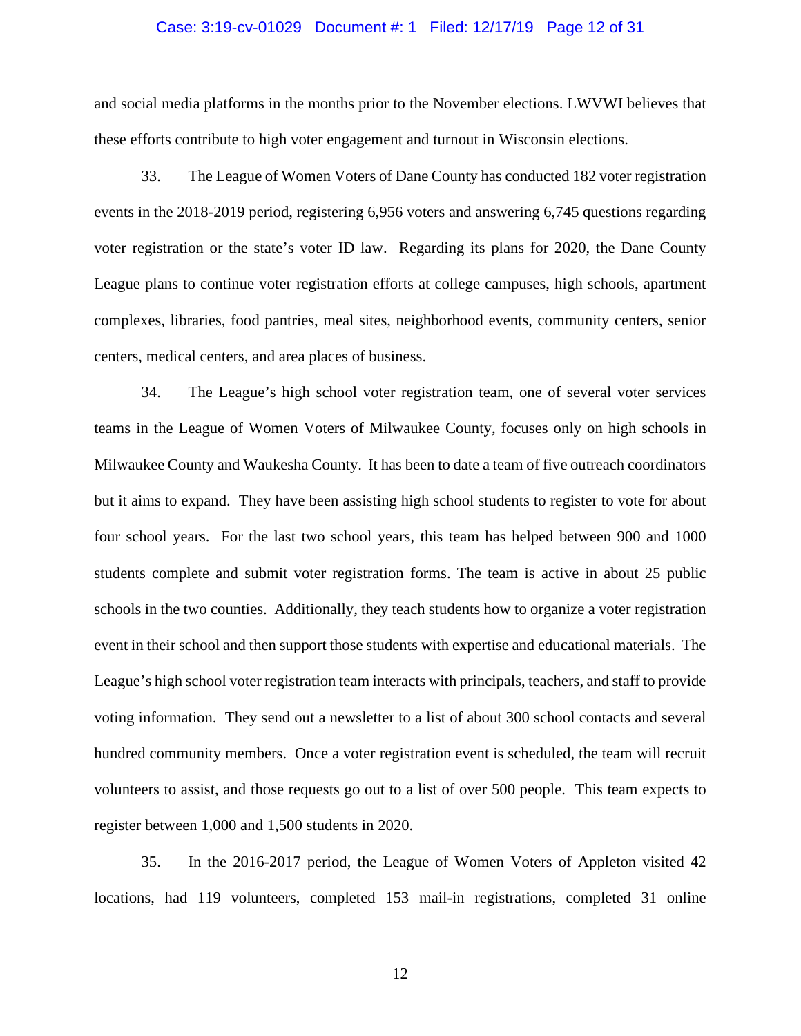and social media platforms in the months prior to the November elections. LWVWI believes that these efforts contribute to high voter engagement and turnout in Wisconsin elections.

33. The League of Women Voters of Dane County has conducted 182 voter registration events in the 2018-2019 period, registering 6,956 voters and answering 6,745 questions regarding voter registration or the state's voter ID law. Regarding its plans for 2020, the Dane County League plans to continue voter registration efforts at college campuses, high schools, apartment complexes, libraries, food pantries, meal sites, neighborhood events, community centers, senior centers, medical centers, and area places of business.

34. The League's high school voter registration team, one of several voter services teams in the League of Women Voters of Milwaukee County, focuses only on high schools in Milwaukee County and Waukesha County. It has been to date a team of five outreach coordinators but it aims to expand. They have been assisting high school students to register to vote for about four school years. For the last two school years, this team has helped between 900 and 1000 students complete and submit voter registration forms. The team is active in about 25 public schools in the two counties. Additionally, they teach students how to organize a voter registration event in their school and then support those students with expertise and educational materials. The League's high school voter registration team interacts with principals, teachers, and staff to provide voting information. They send out a newsletter to a list of about 300 school contacts and several hundred community members. Once a voter registration event is scheduled, the team will recruit volunteers to assist, and those requests go out to a list of over 500 people. This team expects to register between 1,000 and 1,500 students in 2020.

35. In the 2016-2017 period, the League of Women Voters of Appleton visited 42 locations, had 119 volunteers, completed 153 mail-in registrations, completed 31 online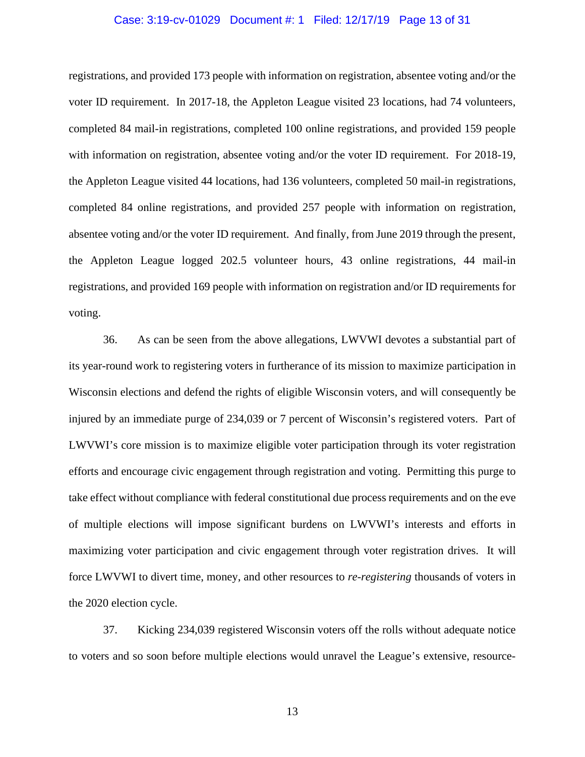registrations, and provided 173 people with information on registration, absentee voting and/or the voter ID requirement. In 2017-18, the Appleton League visited 23 locations, had 74 volunteers, completed 84 mail-in registrations, completed 100 online registrations, and provided 159 people with information on registration, absentee voting and/or the voter ID requirement. For 2018-19, the Appleton League visited 44 locations, had 136 volunteers, completed 50 mail-in registrations, completed 84 online registrations, and provided 257 people with information on registration, absentee voting and/or the voter ID requirement. And finally, from June 2019 through the present, the Appleton League logged 202.5 volunteer hours, 43 online registrations, 44 mail-in registrations, and provided 169 people with information on registration and/or ID requirements for voting.

36. As can be seen from the above allegations, LWVWI devotes a substantial part of its year-round work to registering voters in furtherance of its mission to maximize participation in Wisconsin elections and defend the rights of eligible Wisconsin voters, and will consequently be injured by an immediate purge of 234,039 or 7 percent of Wisconsin's registered voters. Part of LWVWI's core mission is to maximize eligible voter participation through its voter registration efforts and encourage civic engagement through registration and voting. Permitting this purge to take effect without compliance with federal constitutional due process requirements and on the eve of multiple elections will impose significant burdens on LWVWI's interests and efforts in maximizing voter participation and civic engagement through voter registration drives. It will force LWVWI to divert time, money, and other resources to *re-registering* thousands of voters in the 2020 election cycle.

37. Kicking 234,039 registered Wisconsin voters off the rolls without adequate notice to voters and so soon before multiple elections would unravel the League's extensive, resource-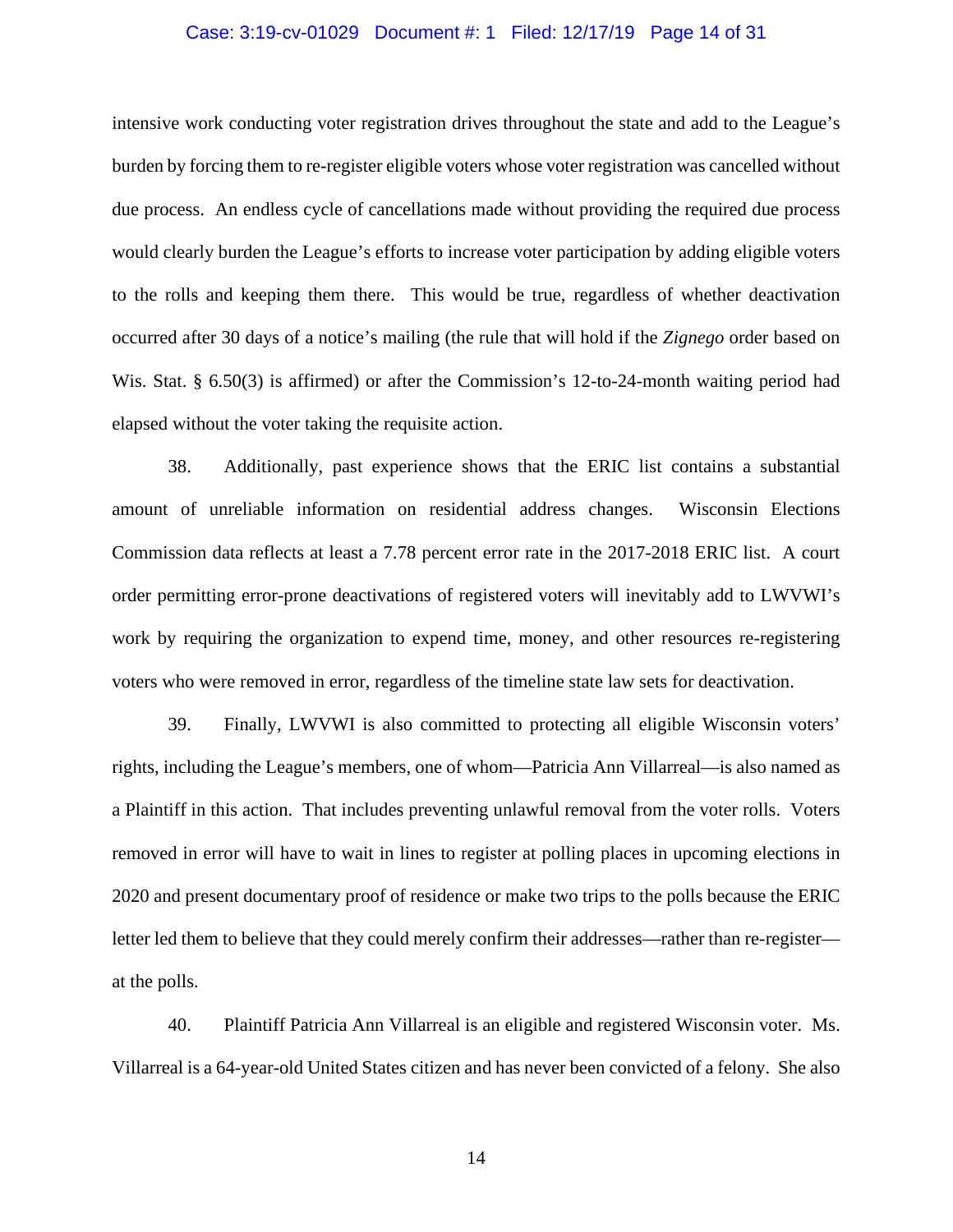intensive work conducting voter registration drives throughout the state and add to the League's burden by forcing them to re-register eligible voters whose voter registration was cancelled without due process. An endless cycle of cancellations made without providing the required due process would clearly burden the League's efforts to increase voter participation by adding eligible voters to the rolls and keeping them there. This would be true, regardless of whether deactivation occurred after 30 days of a notice's mailing (the rule that will hold if the *Zignego* order based on Wis. Stat. § 6.50(3) is affirmed) or after the Commission's 12-to-24-month waiting period had elapsed without the voter taking the requisite action.

38. Additionally, past experience shows that the ERIC list contains a substantial amount of unreliable information on residential address changes. Wisconsin Elections Commission data reflects at least a 7.78 percent error rate in the 2017-2018 ERIC list. A court order permitting error-prone deactivations of registered voters will inevitably add to LWVWI's work by requiring the organization to expend time, money, and other resources re-registering voters who were removed in error, regardless of the timeline state law sets for deactivation.

39. Finally, LWVWI is also committed to protecting all eligible Wisconsin voters' rights, including the League's members, one of whom—Patricia Ann Villarreal—is also named as a Plaintiff in this action. That includes preventing unlawful removal from the voter rolls. Voters removed in error will have to wait in lines to register at polling places in upcoming elections in 2020 and present documentary proof of residence or make two trips to the polls because the ERIC letter led them to believe that they could merely confirm their addresses—rather than re-register—at the polls.

40. Plaintiff Patricia Ann Villarreal is an eligible and registered Wisconsin voter. Ms. Villarreal is a 64-year-old United States citizen and has never been convicted of a felony. She also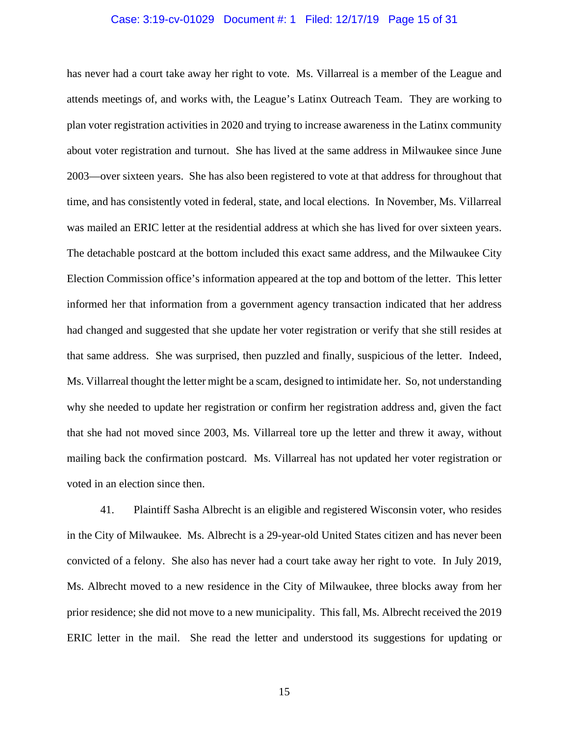has never had a court take away her right to vote. Ms. Villarreal is a member of the League and attends meetings of, and works with, the League's Latinx Outreach Team. They are working to plan voter registration activities in 2020 and trying to increase awareness in the Latinx community about voter registration and turnout. She has lived at the same address in Milwaukee since June 2003—over sixteen years. She has also been registered to vote at that address for throughout that time, and has consistently voted in federal, state, and local elections. In November, Ms. Villarreal was mailed an ERIC letter at the residential address at which she has lived for over sixteen years. The detachable postcard at the bottom included this exact same address, and the Milwaukee City Election Commission office's information appeared at the top and bottom of the letter. This letter informed her that information from a government agency transaction indicated that her address had changed and suggested that she update her voter registration or verify that she still resides at that same address. She was surprised, then puzzled and finally, suspicious of the letter. Indeed, Ms. Villarreal thought the letter might be a scam, designed to intimidate her. So, not understanding why she needed to update her registration or confirm her registration address and, given the fact that she had not moved since 2003, Ms. Villarreal tore up the letter and threw it away, without mailing back the confirmation postcard. Ms. Villarreal has not updated her voter registration or voted in an election since then.

41. Plaintiff Sasha Albrecht is an eligible and registered Wisconsin voter, who resides in the City of Milwaukee. Ms. Albrecht is a 29-year-old United States citizen and has never been convicted of a felony. She also has never had a court take away her right to vote. In July 2019, Ms. Albrecht moved to a new residence in the City of Milwaukee, three blocks away from her prior residence; she did not move to a new municipality. This fall, Ms. Albrecht received the 2019 ERIC letter in the mail. She read the letter and understood its suggestions for updating or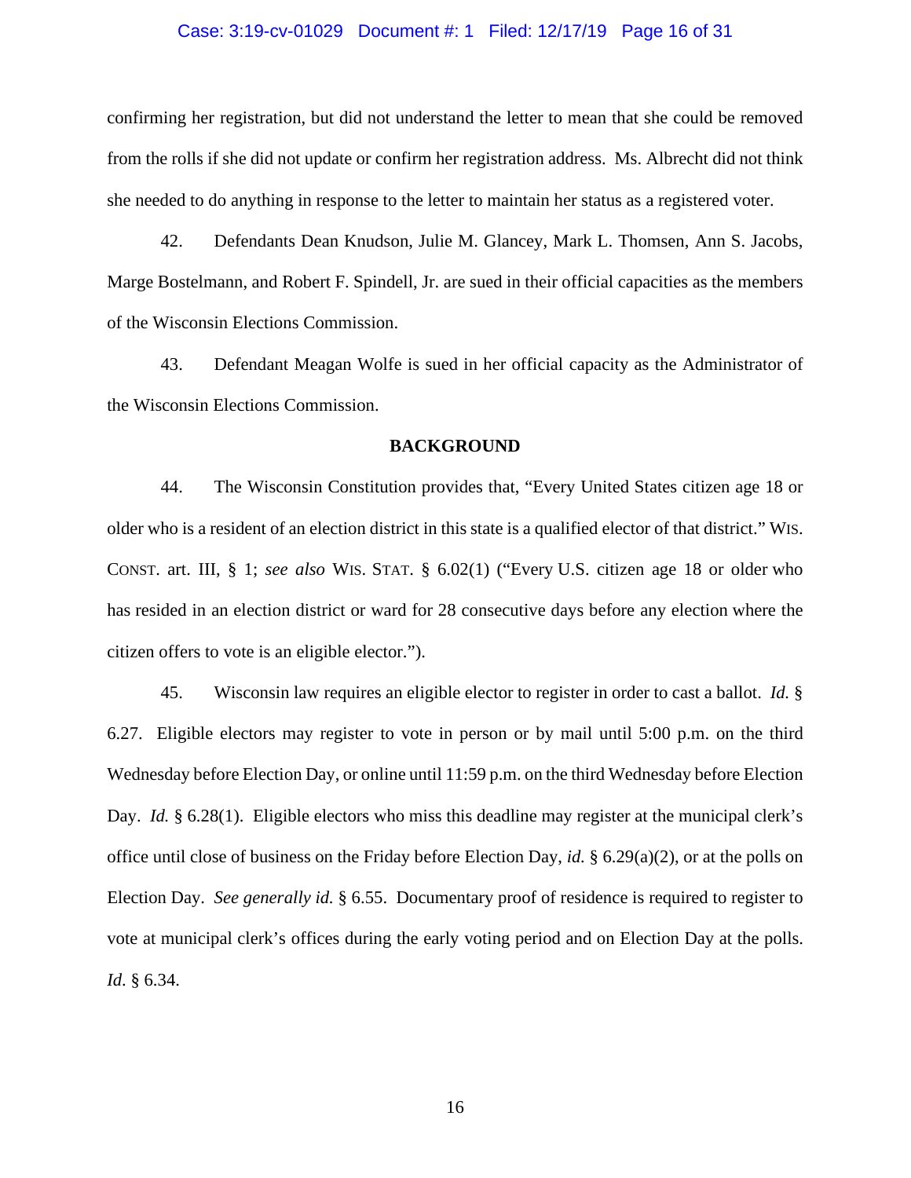confirming her registration, but did not understand the letter to mean that she could be removed from the rolls if she did not update or confirm her registration address. Ms. Albrecht did not think she needed to do anything in response to the letter to maintain her status as a registered voter.

42. Defendants Dean Knudson, Julie M. Glancey, Mark L. Thomsen, Ann S. Jacobs, Marge Bostelmann, and Robert F. Spindell, Jr. are sued in their official capacities as the members of the Wisconsin Elections Commission.

43. Defendant Meagan Wolfe is sued in her official capacity as the Administrator of the Wisconsin Elections Commission.

## BACKGROUND

44. The Wisconsin Constitution provides that, "Every United States citizen age 18 or older who is a resident of an election district in this state is a qualified elector of that district." WIS. CONST. art. III, § 1; *see also* WIS. STAT. § 6.02(1) ("Every U.S. citizen age 18 or older who has resided in an election district or ward for 28 consecutive days before any election where the citizen offers to vote is an eligible elector.").

45. Wisconsin law requires an eligible elector to register in order to cast a ballot. *Id.* § 6.27. Eligible electors may register to vote in person or by mail until 5:00 p.m. on the third Wednesday before Election Day, or online until 11:59 p.m. on the third Wednesday before Election Day. *Id.* § 6.28(1). Eligible electors who miss this deadline may register at the municipal clerk's office until close of business on the Friday before Election Day, *id.* § 6.29(a)(2), or at the polls on Election Day. *See generally id.* § 6.55. Documentary proof of residence is required to register to vote at municipal clerk's offices during the early voting period and on Election Day at the polls. *Id.* § 6.34.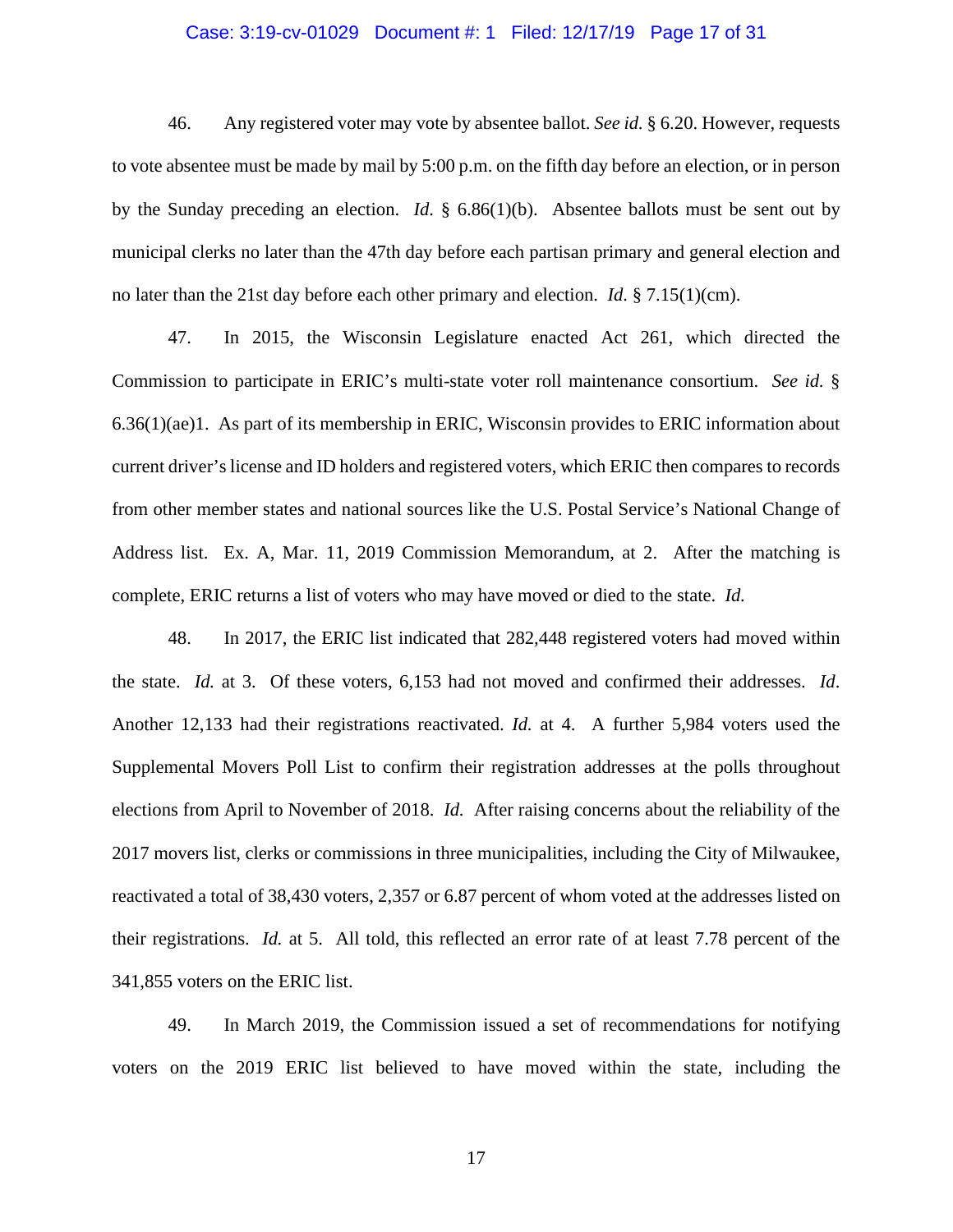46. Any registered voter may vote by absentee ballot. *See id.* § 6.20. However, requests to vote absentee must be made by mail by 5:00 p.m. on the fifth day before an election, or in person by the Sunday preceding an election. *Id*. § 6.86(1)(b). Absentee ballots must be sent out by municipal clerks no later than the 47th day before each partisan primary and general election and no later than the 21st day before each other primary and election. *Id*. § 7.15(1)(cm).

47. In 2015, the Wisconsin Legislature enacted Act 261, which directed the Commission to participate in ERIC's multi-state voter roll maintenance consortium. *See id.* § 6.36(1)(ae)1. As part of its membership in ERIC, Wisconsin provides to ERIC information about current driver's license and ID holders and registered voters, which ERIC then compares to records from other member states and national sources like the U.S. Postal Service's National Change of Address list. Ex. A, Mar. 11, 2019 Commission Memorandum, at 2. After the matching is complete, ERIC returns a list of voters who may have moved or died to the state. *Id.*

48. In 2017, the ERIC list indicated that 282,448 registered voters had moved within the state. *Id.* at 3. Of these voters, 6,153 had not moved and confirmed their addresses. *Id*. Another 12,133 had their registrations reactivated. *Id.* at 4. A further 5,984 voters used the Supplemental Movers Poll List to confirm their registration addresses at the polls throughout elections from April to November of 2018. *Id.* After raising concerns about the reliability of the 2017 movers list, clerks or commissions in three municipalities, including the City of Milwaukee, reactivated a total of 38,430 voters, 2,357 or 6.87 percent of whom voted at the addresses listed on their registrations. *Id.* at 5. All told, this reflected an error rate of at least 7.78 percent of the 341,855 voters on the ERIC list.

49. In March 2019, the Commission issued a set of recommendations for notifying voters on the 2019 ERIC list believed to have moved within the state, including the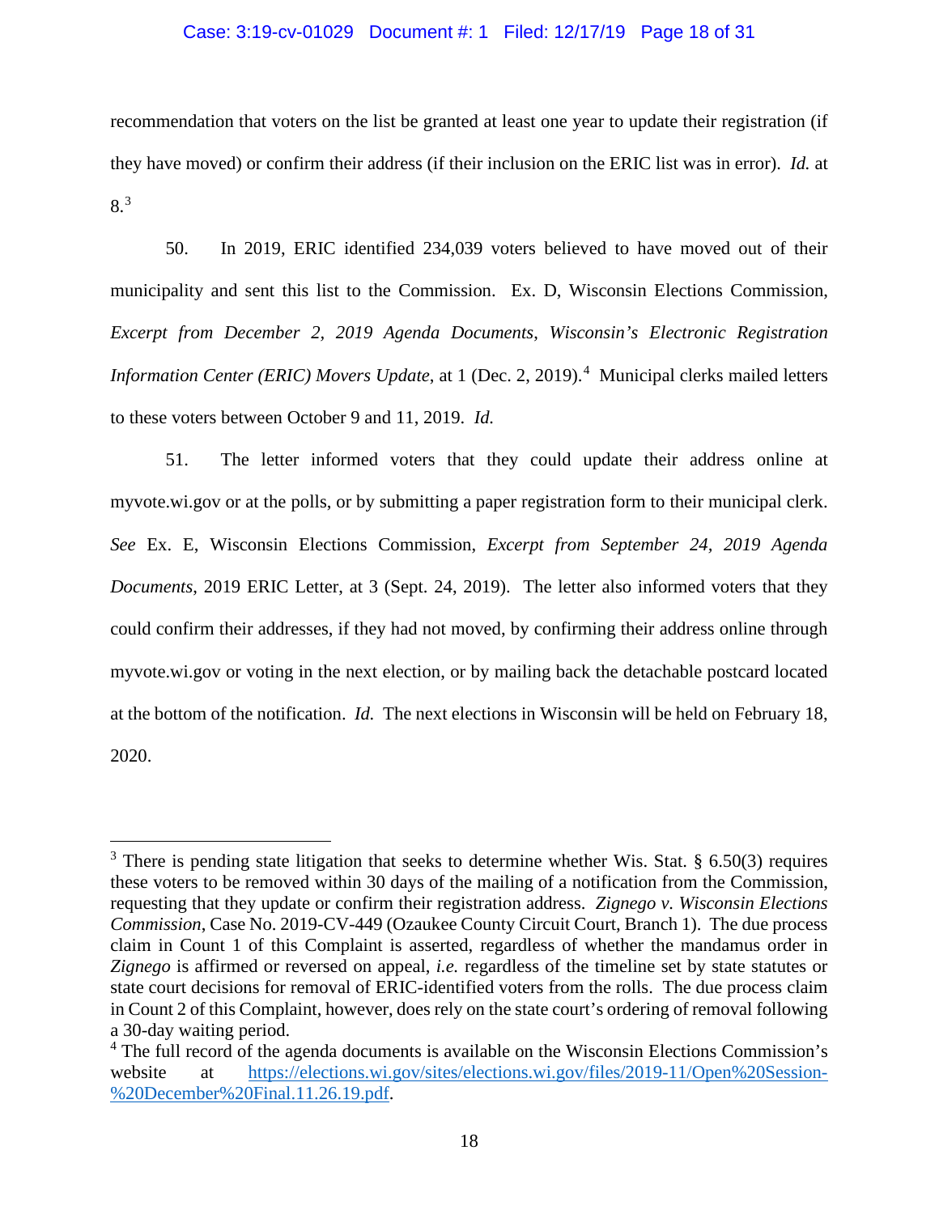recommendation that voters on the list be granted at least one year to update their registration (if they have moved) or confirm their address (if their inclusion on the ERIC list was in error). *Id.* at 8.[3]

50. In 2019, ERIC identified 234,039 voters believed to have moved out of their municipality and sent this list to the Commission. Ex. D, Wisconsin Elections Commission, *Excerpt from December 2, 2019 Agenda Documents*, *Wisconsin's Electronic Registration Information Center (ERIC) Movers Update*, at 1 (Dec. 2, 2019).[4] Municipal clerks mailed letters to these voters between October 9 and 11, 2019. *Id.*

51. The letter informed voters that they could update their address online at myvote.wi.gov or at the polls, or by submitting a paper registration form to their municipal clerk. *See* Ex. E, Wisconsin Elections Commission, *Excerpt from September 24, 2019 Agenda Documents*, 2019 ERIC Letter, at 3 (Sept. 24, 2019). The letter also informed voters that they could confirm their addresses, if they had not moved, by confirming their address online through myvote.wi.gov or voting in the next election, or by mailing back the detachable postcard located at the bottom of the notification. *Id.* The next elections in Wisconsin will be held on February 18, 2020.

---

[3] There is pending state litigation that seeks to determine whether Wis. Stat. § 6.50(3) requires these voters to be removed within 30 days of the mailing of a notification from the Commission, requesting that they update or confirm their registration address. *Zignego v. Wisconsin Elections Commission*, Case No. 2019-CV-449 (Ozaukee County Circuit Court, Branch 1). The due process claim in Count 1 of this Complaint is asserted, regardless of whether the mandamus order in *Zignego* is affirmed or reversed on appeal, *i.e.* regardless of the timeline set by state statutes or state court decisions for removal of ERIC-identified voters from the rolls. The due process claim in Count 2 of this Complaint, however, does rely on the state court's ordering of removal following a 30-day waiting period.

[4] The full record of the agenda documents is available on the Wisconsin Elections Commission's website at https://elections.wi.gov/sites/elections.wi.gov/files/2019-11/Open%20Session-%20December%20Final.11.26.19.pdf.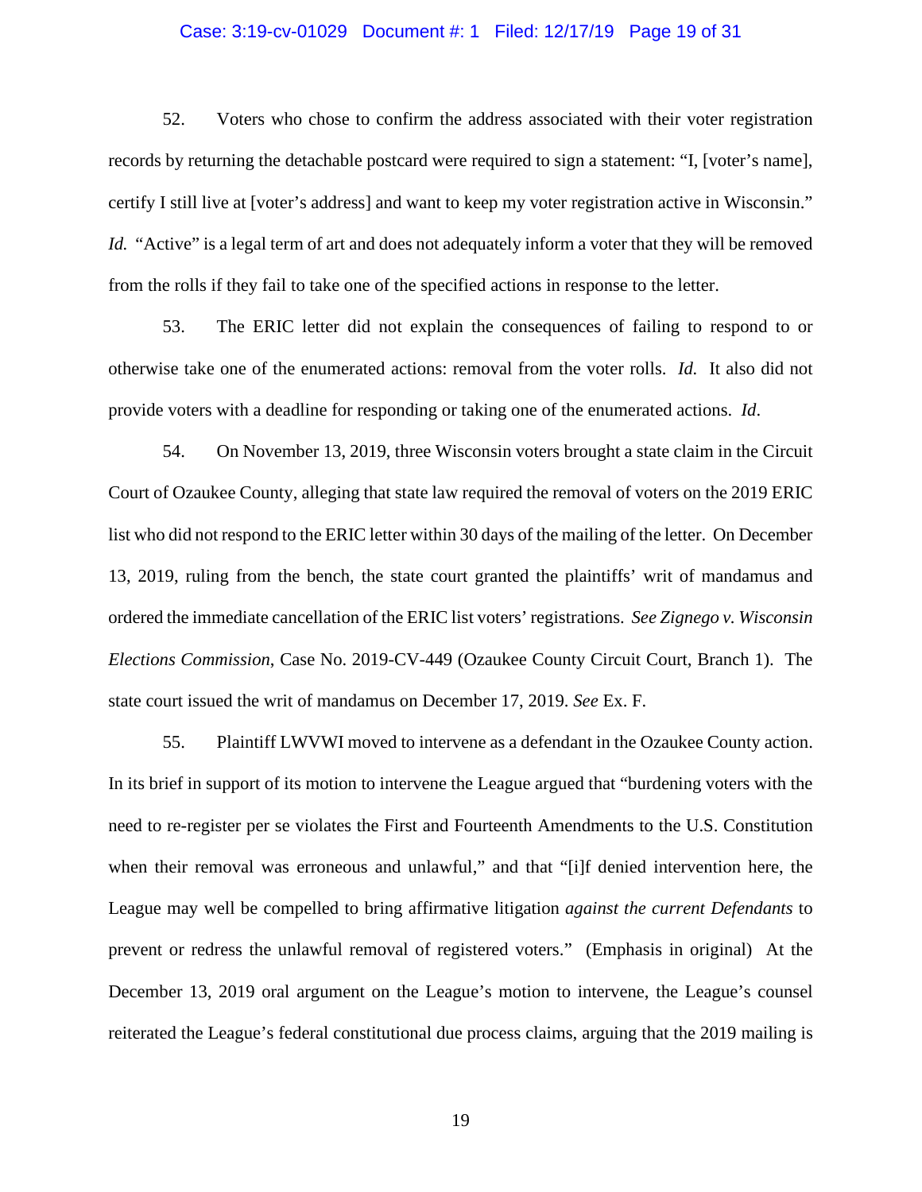52. Voters who chose to confirm the address associated with their voter registration records by returning the detachable postcard were required to sign a statement: "I, [voter's name], certify I still live at [voter's address] and want to keep my voter registration active in Wisconsin." *Id.* "Active" is a legal term of art and does not adequately inform a voter that they will be removed from the rolls if they fail to take one of the specified actions in response to the letter.

53. The ERIC letter did not explain the consequences of failing to respond to or otherwise take one of the enumerated actions: removal from the voter rolls. *Id.* It also did not provide voters with a deadline for responding or taking one of the enumerated actions. *Id*.

54. On November 13, 2019, three Wisconsin voters brought a state claim in the Circuit Court of Ozaukee County, alleging that state law required the removal of voters on the 2019 ERIC list who did not respond to the ERIC letter within 30 days of the mailing of the letter. On December 13, 2019, ruling from the bench, the state court granted the plaintiffs' writ of mandamus and ordered the immediate cancellation of the ERIC list voters' registrations. *See Zignego v. Wisconsin Elections Commission*, Case No. 2019-CV-449 (Ozaukee County Circuit Court, Branch 1). The state court issued the writ of mandamus on December 17, 2019. *See* Ex. F.

55. Plaintiff LWVWI moved to intervene as a defendant in the Ozaukee County action. In its brief in support of its motion to intervene the League argued that "burdening voters with the need to re-register per se violates the First and Fourteenth Amendments to the U.S. Constitution when their removal was erroneous and unlawful," and that "[i]f denied intervention here, the League may well be compelled to bring affirmative litigation *against the current Defendants* to prevent or redress the unlawful removal of registered voters." (Emphasis in original) At the December 13, 2019 oral argument on the League's motion to intervene, the League's counsel reiterated the League's federal constitutional due process claims, arguing that the 2019 mailing is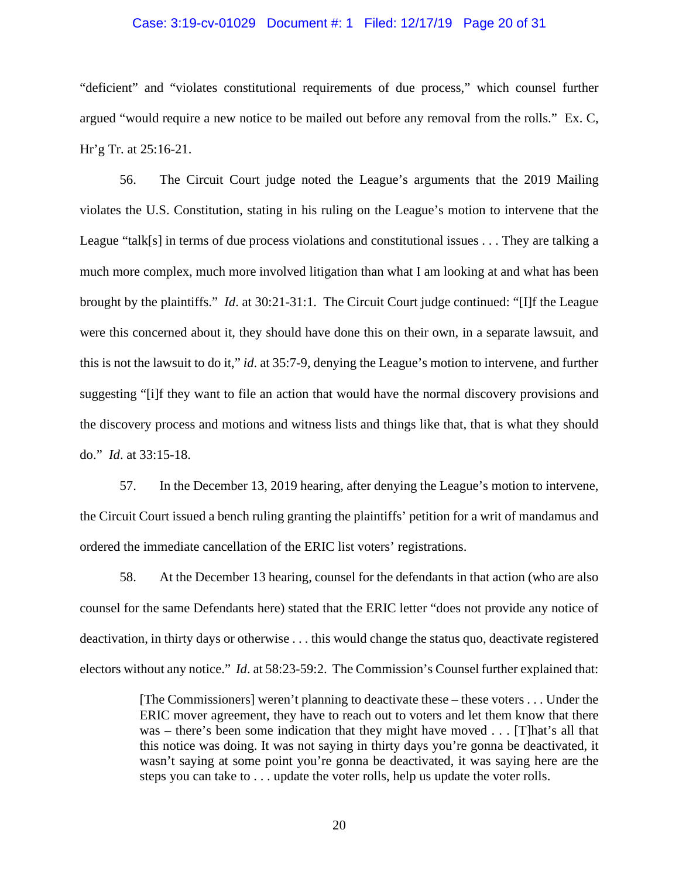"deficient" and "violates constitutional requirements of due process," which counsel further argued "would require a new notice to be mailed out before any removal from the rolls." Ex. C, Hr'g Tr. at 25:16-21.

56. The Circuit Court judge noted the League's arguments that the 2019 Mailing violates the U.S. Constitution, stating in his ruling on the League's motion to intervene that the League "talk[s] in terms of due process violations and constitutional issues . . . They are talking a much more complex, much more involved litigation than what I am looking at and what has been brought by the plaintiffs." *Id*. at 30:21-31:1. The Circuit Court judge continued: "[I]f the League were this concerned about it, they should have done this on their own, in a separate lawsuit, and this is not the lawsuit to do it," *id*. at 35:7-9, denying the League's motion to intervene, and further suggesting "[i]f they want to file an action that would have the normal discovery provisions and the discovery process and motions and witness lists and things like that, that is what they should do." *Id*. at 33:15-18.

57. In the December 13, 2019 hearing, after denying the League's motion to intervene, the Circuit Court issued a bench ruling granting the plaintiffs' petition for a writ of mandamus and ordered the immediate cancellation of the ERIC list voters' registrations.

58. At the December 13 hearing, counsel for the defendants in that action (who are also counsel for the same Defendants here) stated that the ERIC letter "does not provide any notice of deactivation, in thirty days or otherwise . . . this would change the status quo, deactivate registered electors without any notice." *Id*. at 58:23-59:2. The Commission's Counsel further explained that:

> [The Commissioners] weren't planning to deactivate these – these voters . . . Under the ERIC mover agreement, they have to reach out to voters and let them know that there was – there's been some indication that they might have moved . . . [T]hat's all that this notice was doing. It was not saying in thirty days you're gonna be deactivated, it wasn't saying at some point you're gonna be deactivated, it was saying here are the steps you can take to . . . update the voter rolls, help us update the voter rolls.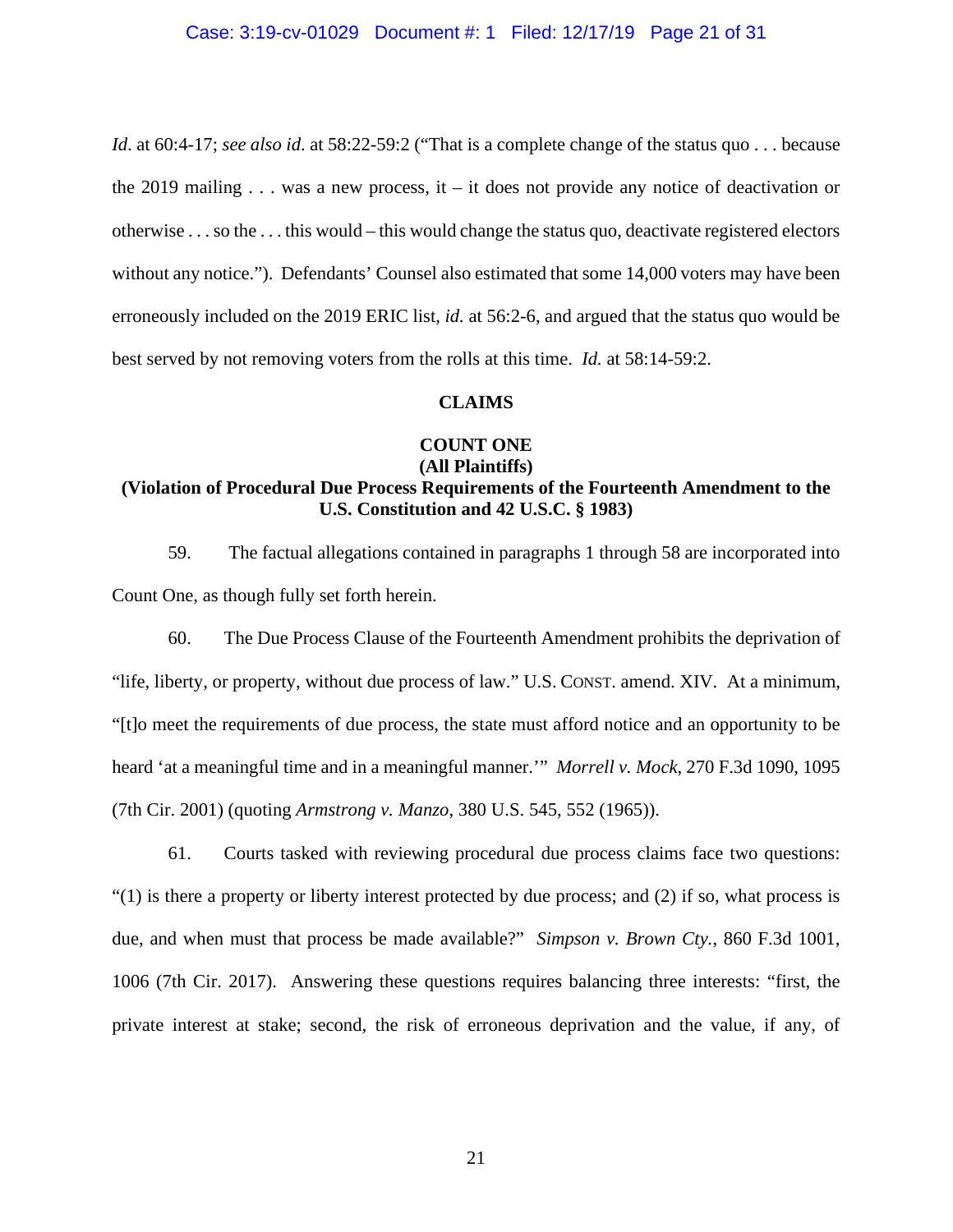*Id.* at 60:4-17; *see also id.* at 58:22-59:2 ("That is a complete change of the status quo . . . because the 2019 mailing . . . was a new process, it – it does not provide any notice of deactivation or otherwise . . . so the . . . this would – this would change the status quo, deactivate registered electors without any notice."). Defendants' Counsel also estimated that some 14,000 voters may have been erroneously included on the 2019 ERIC list, *id.* at 56:2-6, and argued that the status quo would be best served by not removing voters from the rolls at this time. *Id.* at 58:14-59:2.

## CLAIMS

### COUNT ONE
### (All Plaintiffs)
### (Violation of Procedural Due Process Requirements of the Fourteenth Amendment to the U.S. Constitution and 42 U.S.C. § 1983)

59. The factual allegations contained in paragraphs 1 through 58 are incorporated into Count One, as though fully set forth herein.

60. The Due Process Clause of the Fourteenth Amendment prohibits the deprivation of "life, liberty, or property, without due process of law." U.S. CONST. amend. XIV. At a minimum, "[t]o meet the requirements of due process, the state must afford notice and an opportunity to be heard 'at a meaningful time and in a meaningful manner.'" *Morrell v. Mock*, 270 F.3d 1090, 1095 (7th Cir. 2001) (quoting *Armstrong v. Manzo*, 380 U.S. 545, 552 (1965)).

61. Courts tasked with reviewing procedural due process claims face two questions: "(1) is there a property or liberty interest protected by due process; and (2) if so, what process is due, and when must that process be made available?" *Simpson v. Brown Cty.*, 860 F.3d 1001, 1006 (7th Cir. 2017). Answering these questions requires balancing three interests: "first, the private interest at stake; second, the risk of erroneous deprivation and the value, if any, of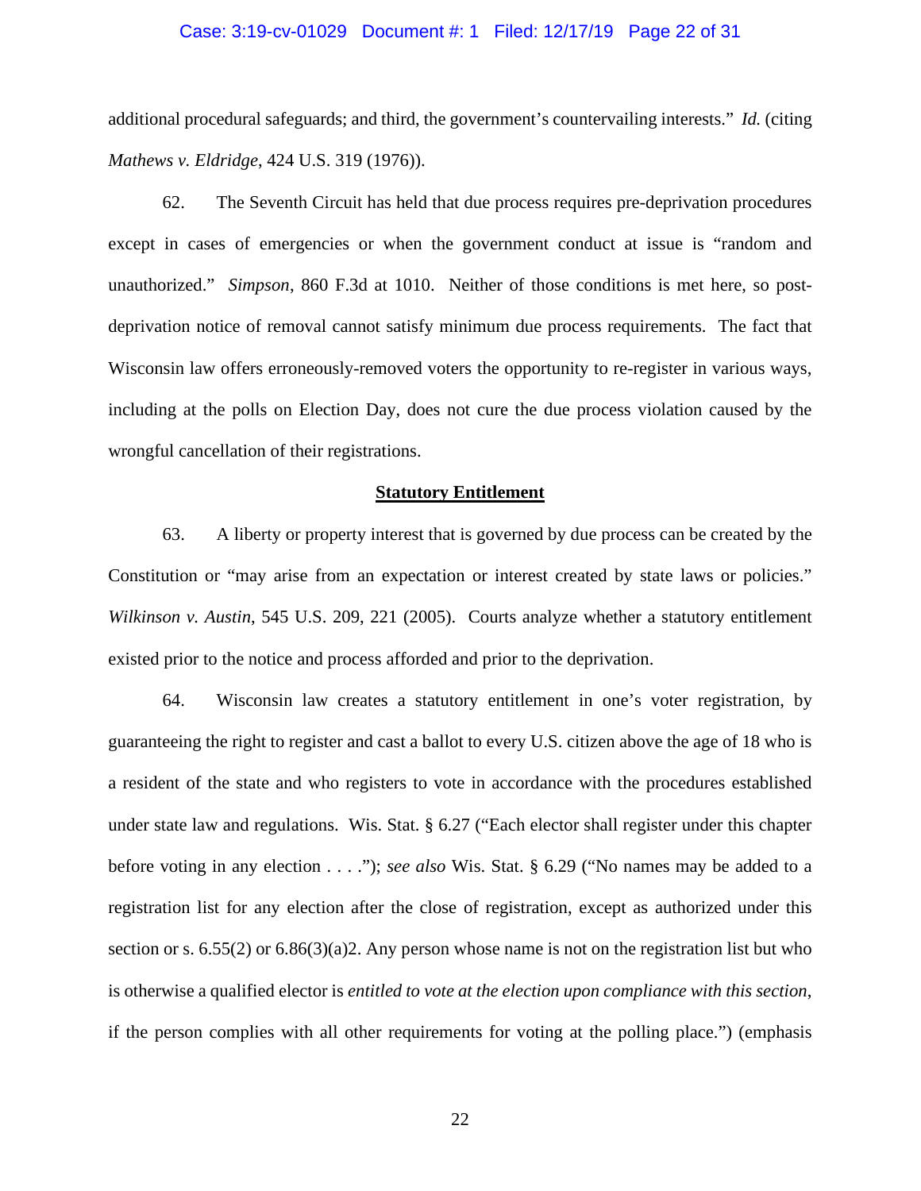additional procedural safeguards; and third, the government's countervailing interests." *Id.* (citing *Mathews v. Eldridge*, 424 U.S. 319 (1976)).

62. The Seventh Circuit has held that due process requires pre-deprivation procedures except in cases of emergencies or when the government conduct at issue is "random and unauthorized." *Simpson*, 860 F.3d at 1010. Neither of those conditions is met here, so post-deprivation notice of removal cannot satisfy minimum due process requirements. The fact that Wisconsin law offers erroneously-removed voters the opportunity to re-register in various ways, including at the polls on Election Day, does not cure the due process violation caused by the wrongful cancellation of their registrations.

**<u>Statutory Entitlement</u>**

63. A liberty or property interest that is governed by due process can be created by the Constitution or "may arise from an expectation or interest created by state laws or policies." *Wilkinson v. Austin*, 545 U.S. 209, 221 (2005). Courts analyze whether a statutory entitlement existed prior to the notice and process afforded and prior to the deprivation.

64. Wisconsin law creates a statutory entitlement in one's voter registration, by guaranteeing the right to register and cast a ballot to every U.S. citizen above the age of 18 who is a resident of the state and who registers to vote in accordance with the procedures established under state law and regulations. Wis. Stat. § 6.27 ("Each elector shall register under this chapter before voting in any election . . . ."); *see also* Wis. Stat. § 6.29 ("No names may be added to a registration list for any election after the close of registration, except as authorized under this section or s. 6.55(2) or 6.86(3)(a)2. Any person whose name is not on the registration list but who is otherwise a qualified elector is *entitled to vote at the election upon compliance with this section*, if the person complies with all other requirements for voting at the polling place.") (emphasis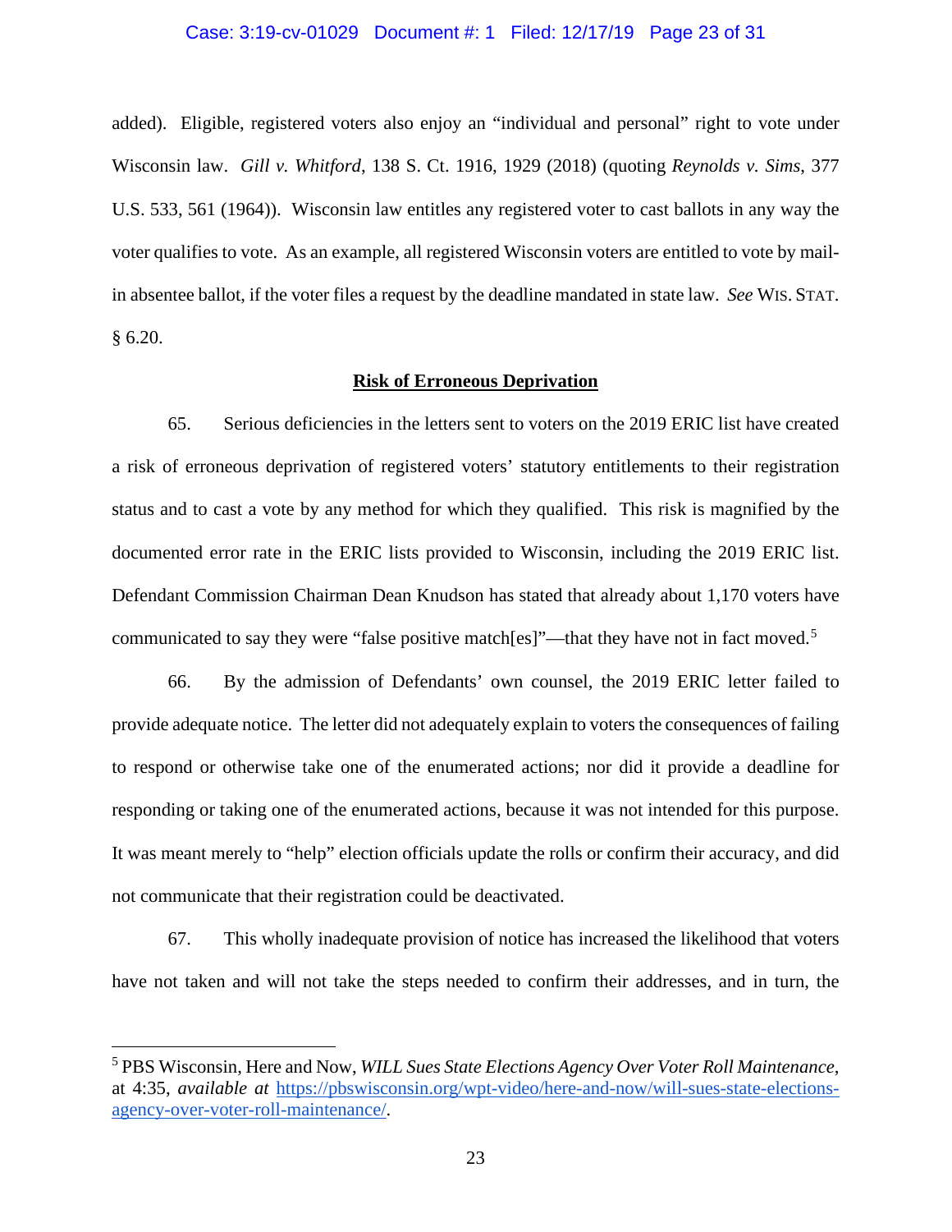added). Eligible, registered voters also enjoy an "individual and personal" right to vote under Wisconsin law. *Gill v. Whitford*, 138 S. Ct. 1916, 1929 (2018) (quoting *Reynolds v. Sims*, 377 U.S. 533, 561 (1964)). Wisconsin law entitles any registered voter to cast ballots in any way the voter qualifies to vote. As an example, all registered Wisconsin voters are entitled to vote by mail-in absentee ballot, if the voter files a request by the deadline mandated in state law. *See* WIS. STAT. § 6.20.

**Risk of Erroneous Deprivation**

65. Serious deficiencies in the letters sent to voters on the 2019 ERIC list have created a risk of erroneous deprivation of registered voters' statutory entitlements to their registration status and to cast a vote by any method for which they qualified. This risk is magnified by the documented error rate in the ERIC lists provided to Wisconsin, including the 2019 ERIC list. Defendant Commission Chairman Dean Knudson has stated that already about 1,170 voters have communicated to say they were "false positive match[es]"—that they have not in fact moved.[5]

66. By the admission of Defendants' own counsel, the 2019 ERIC letter failed to provide adequate notice. The letter did not adequately explain to voters the consequences of failing to respond or otherwise take one of the enumerated actions; nor did it provide a deadline for responding or taking one of the enumerated actions, because it was not intended for this purpose. It was meant merely to "help" election officials update the rolls or confirm their accuracy, and did not communicate that their registration could be deactivated.

67. This wholly inadequate provision of notice has increased the likelihood that voters have not taken and will not take the steps needed to confirm their addresses, and in turn, the

---

[5] PBS Wisconsin, Here and Now, *WILL Sues State Elections Agency Over Voter Roll Maintenance*, at 4:35, *available at* https://pbswisconsin.org/wpt-video/here-and-now/will-sues-state-elections-agency-over-voter-roll-maintenance/.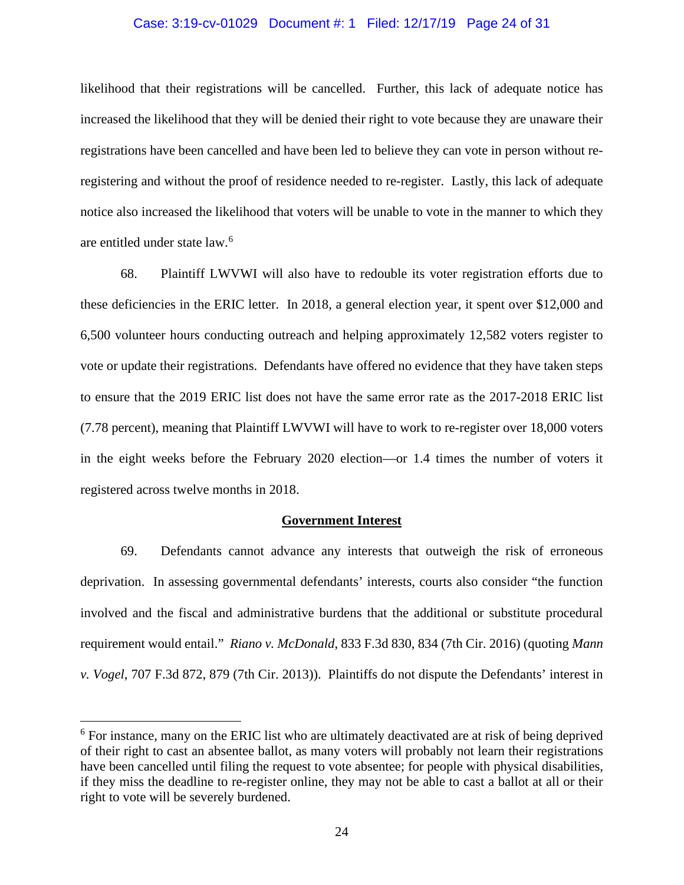likelihood that their registrations will be cancelled. Further, this lack of adequate notice has increased the likelihood that they will be denied their right to vote because they are unaware their registrations have been cancelled and have been led to believe they can vote in person without re-registering and without the proof of residence needed to re-register. Lastly, this lack of adequate notice also increased the likelihood that voters will be unable to vote in the manner to which they are entitled under state law.[6]

68. Plaintiff LWVWI will also have to redouble its voter registration efforts due to these deficiencies in the ERIC letter. In 2018, a general election year, it spent over $12,000 and 6,500 volunteer hours conducting outreach and helping approximately 12,582 voters register to vote or update their registrations. Defendants have offered no evidence that they have taken steps to ensure that the 2019 ERIC list does not have the same error rate as the 2017-2018 ERIC list (7.78 percent), meaning that Plaintiff LWVWI will have to work to re-register over 18,000 voters in the eight weeks before the February 2020 election—or 1.4 times the number of voters it registered across twelve months in 2018.

**Government Interest**

69. Defendants cannot advance any interests that outweigh the risk of erroneous deprivation. In assessing governmental defendants' interests, courts also consider "the function involved and the fiscal and administrative burdens that the additional or substitute procedural requirement would entail." *Riano v. McDonald*, 833 F.3d 830, 834 (7th Cir. 2016) (quoting *Mann v. Vogel*, 707 F.3d 872, 879 (7th Cir. 2013)). Plaintiffs do not dispute the Defendants' interest in

[6] For instance, many on the ERIC list who are ultimately deactivated are at risk of being deprived of their right to cast an absentee ballot, as many voters will probably not learn their registrations have been cancelled until filing the request to vote absentee; for people with physical disabilities, if they miss the deadline to re-register online, they may not be able to cast a ballot at all or their right to vote will be severely burdened.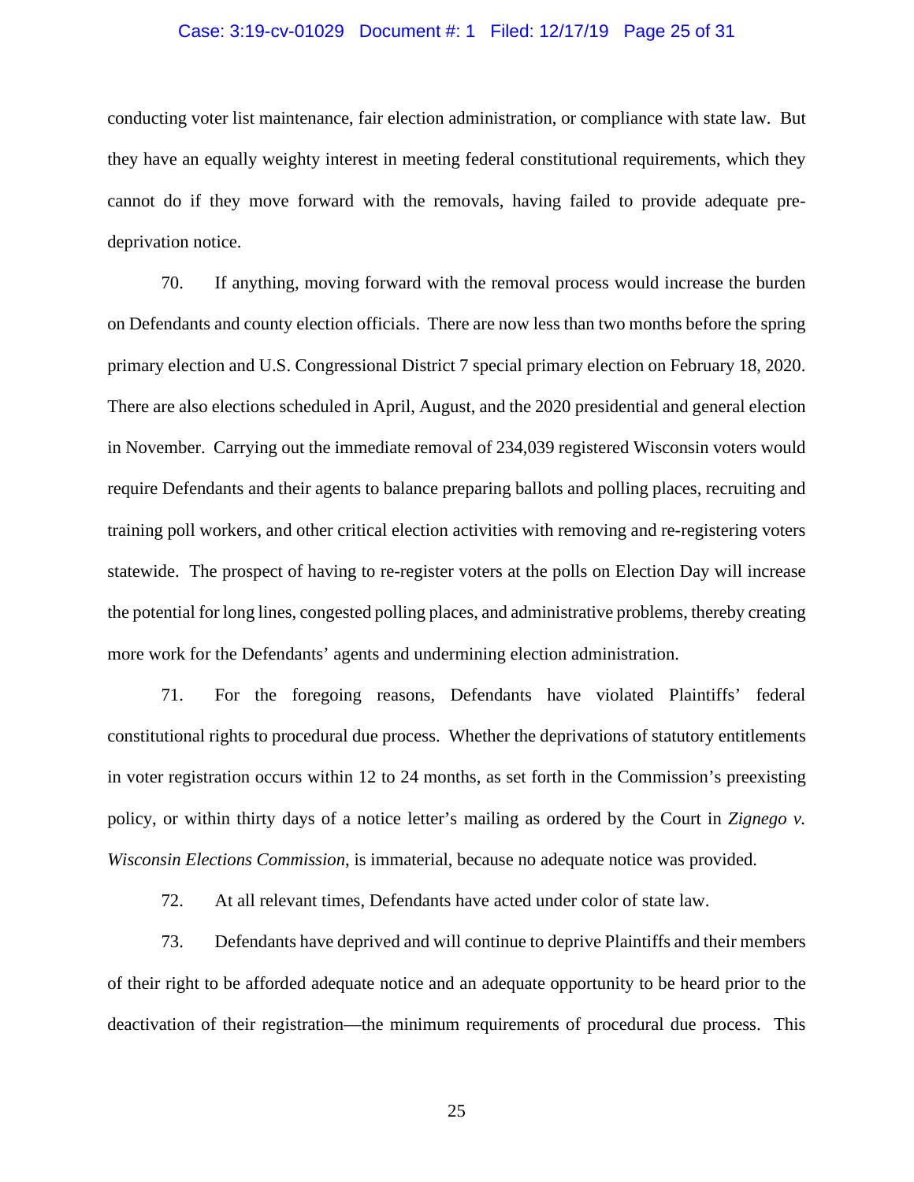conducting voter list maintenance, fair election administration, or compliance with state law. But they have an equally weighty interest in meeting federal constitutional requirements, which they cannot do if they move forward with the removals, having failed to provide adequate pre-deprivation notice.

70. If anything, moving forward with the removal process would increase the burden on Defendants and county election officials. There are now less than two months before the spring primary election and U.S. Congressional District 7 special primary election on February 18, 2020. There are also elections scheduled in April, August, and the 2020 presidential and general election in November. Carrying out the immediate removal of 234,039 registered Wisconsin voters would require Defendants and their agents to balance preparing ballots and polling places, recruiting and training poll workers, and other critical election activities with removing and re-registering voters statewide. The prospect of having to re-register voters at the polls on Election Day will increase the potential for long lines, congested polling places, and administrative problems, thereby creating more work for the Defendants' agents and undermining election administration.

71. For the foregoing reasons, Defendants have violated Plaintiffs' federal constitutional rights to procedural due process. Whether the deprivations of statutory entitlements in voter registration occurs within 12 to 24 months, as set forth in the Commission's preexisting policy, or within thirty days of a notice letter's mailing as ordered by the Court in *Zignego v. Wisconsin Elections Commission*, is immaterial, because no adequate notice was provided.

72. At all relevant times, Defendants have acted under color of state law.

73. Defendants have deprived and will continue to deprive Plaintiffs and their members of their right to be afforded adequate notice and an adequate opportunity to be heard prior to the deactivation of their registration—the minimum requirements of procedural due process. This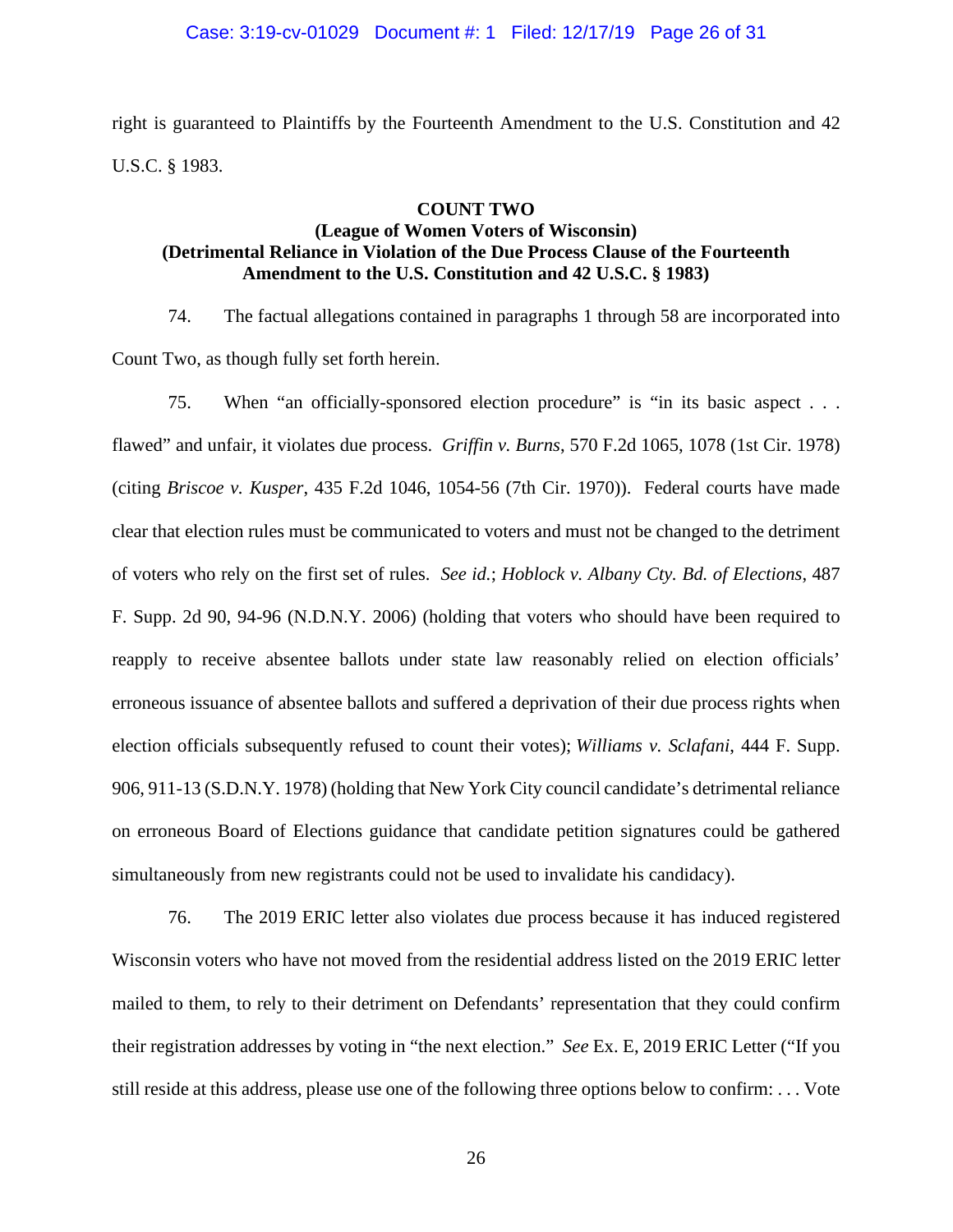right is guaranteed to Plaintiffs by the Fourteenth Amendment to the U.S. Constitution and 42 U.S.C. § 1983.

**COUNT TWO**
**(League of Women Voters of Wisconsin)**
**(Detrimental Reliance in Violation of the Due Process Clause of the Fourteenth Amendment to the U.S. Constitution and 42 U.S.C. § 1983)**

74. The factual allegations contained in paragraphs 1 through 58 are incorporated into Count Two, as though fully set forth herein.

75. When "an officially-sponsored election procedure" is "in its basic aspect . . . flawed" and unfair, it violates due process. *Griffin v. Burns*, 570 F.2d 1065, 1078 (1st Cir. 1978) (citing *Briscoe v. Kusper*, 435 F.2d 1046, 1054-56 (7th Cir. 1970)). Federal courts have made clear that election rules must be communicated to voters and must not be changed to the detriment of voters who rely on the first set of rules. *See id.*; *Hoblock v. Albany Cty. Bd. of Elections*, 487 F. Supp. 2d 90, 94-96 (N.D.N.Y. 2006) (holding that voters who should have been required to reapply to receive absentee ballots under state law reasonably relied on election officials' erroneous issuance of absentee ballots and suffered a deprivation of their due process rights when election officials subsequently refused to count their votes); *Williams v. Sclafani*, 444 F. Supp. 906, 911-13 (S.D.N.Y. 1978) (holding that New York City council candidate's detrimental reliance on erroneous Board of Elections guidance that candidate petition signatures could be gathered simultaneously from new registrants could not be used to invalidate his candidacy).

76. The 2019 ERIC letter also violates due process because it has induced registered Wisconsin voters who have not moved from the residential address listed on the 2019 ERIC letter mailed to them, to rely to their detriment on Defendants' representation that they could confirm their registration addresses by voting in "the next election." *See* Ex. E, 2019 ERIC Letter ("If you still reside at this address, please use one of the following three options below to confirm: . . . Vote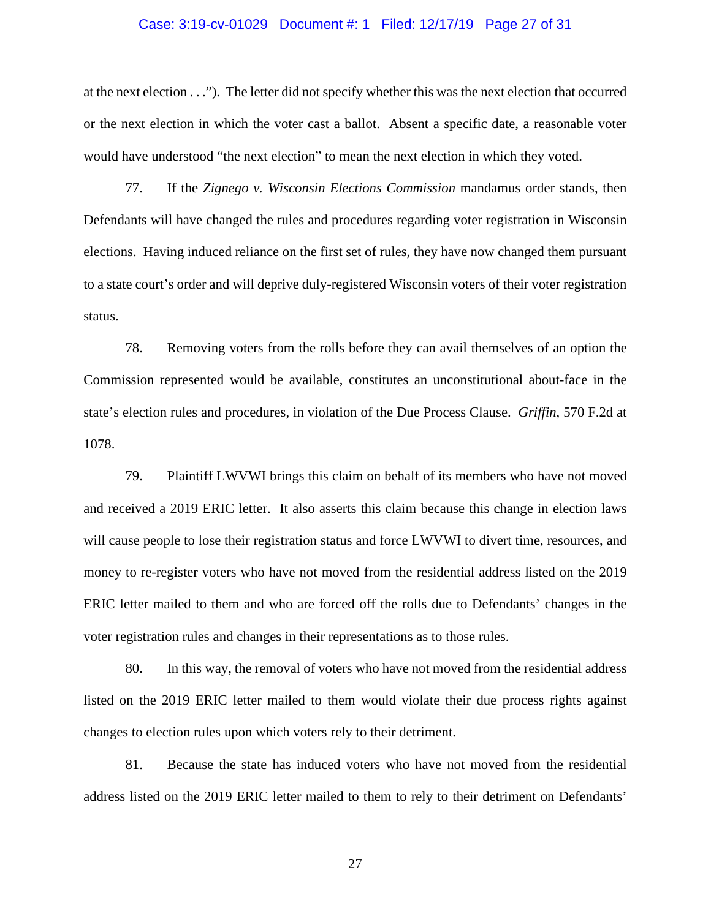at the next election . . ."). The letter did not specify whether this was the next election that occurred or the next election in which the voter cast a ballot. Absent a specific date, a reasonable voter would have understood "the next election" to mean the next election in which they voted.

77. If the *Zignego v. Wisconsin Elections Commission* mandamus order stands, then Defendants will have changed the rules and procedures regarding voter registration in Wisconsin elections. Having induced reliance on the first set of rules, they have now changed them pursuant to a state court's order and will deprive duly-registered Wisconsin voters of their voter registration status.

78. Removing voters from the rolls before they can avail themselves of an option the Commission represented would be available, constitutes an unconstitutional about-face in the state's election rules and procedures, in violation of the Due Process Clause. *Griffin*, 570 F.2d at 1078.

79. Plaintiff LWVWI brings this claim on behalf of its members who have not moved and received a 2019 ERIC letter. It also asserts this claim because this change in election laws will cause people to lose their registration status and force LWVWI to divert time, resources, and money to re-register voters who have not moved from the residential address listed on the 2019 ERIC letter mailed to them and who are forced off the rolls due to Defendants' changes in the voter registration rules and changes in their representations as to those rules.

80. In this way, the removal of voters who have not moved from the residential address listed on the 2019 ERIC letter mailed to them would violate their due process rights against changes to election rules upon which voters rely to their detriment.

81. Because the state has induced voters who have not moved from the residential address listed on the 2019 ERIC letter mailed to them to rely to their detriment on Defendants'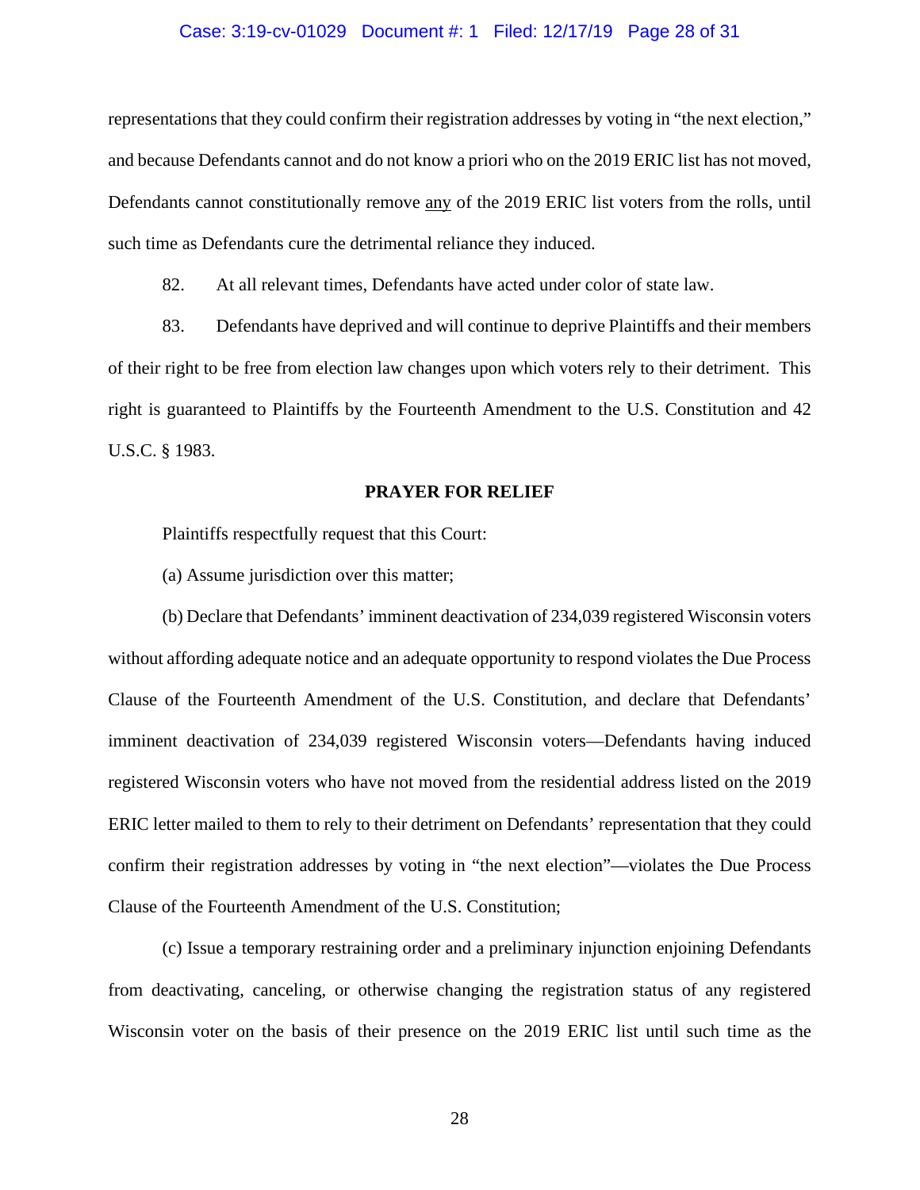representations that they could confirm their registration addresses by voting in "the next election," and because Defendants cannot and do not know a priori who on the 2019 ERIC list has not moved, Defendants cannot constitutionally remove <u>any</u> of the 2019 ERIC list voters from the rolls, until such time as Defendants cure the detrimental reliance they induced.

82. At all relevant times, Defendants have acted under color of state law.

83. Defendants have deprived and will continue to deprive Plaintiffs and their members of their right to be free from election law changes upon which voters rely to their detriment. This right is guaranteed to Plaintiffs by the Fourteenth Amendment to the U.S. Constitution and 42 U.S.C. § 1983.

**PRAYER FOR RELIEF**

Plaintiffs respectfully request that this Court:

(a) Assume jurisdiction over this matter;

(b) Declare that Defendants' imminent deactivation of 234,039 registered Wisconsin voters without affording adequate notice and an adequate opportunity to respond violates the Due Process Clause of the Fourteenth Amendment of the U.S. Constitution, and declare that Defendants' imminent deactivation of 234,039 registered Wisconsin voters—Defendants having induced registered Wisconsin voters who have not moved from the residential address listed on the 2019 ERIC letter mailed to them to rely to their detriment on Defendants' representation that they could confirm their registration addresses by voting in "the next election"—violates the Due Process Clause of the Fourteenth Amendment of the U.S. Constitution;

(c) Issue a temporary restraining order and a preliminary injunction enjoining Defendants from deactivating, canceling, or otherwise changing the registration status of any registered Wisconsin voter on the basis of their presence on the 2019 ERIC list until such time as the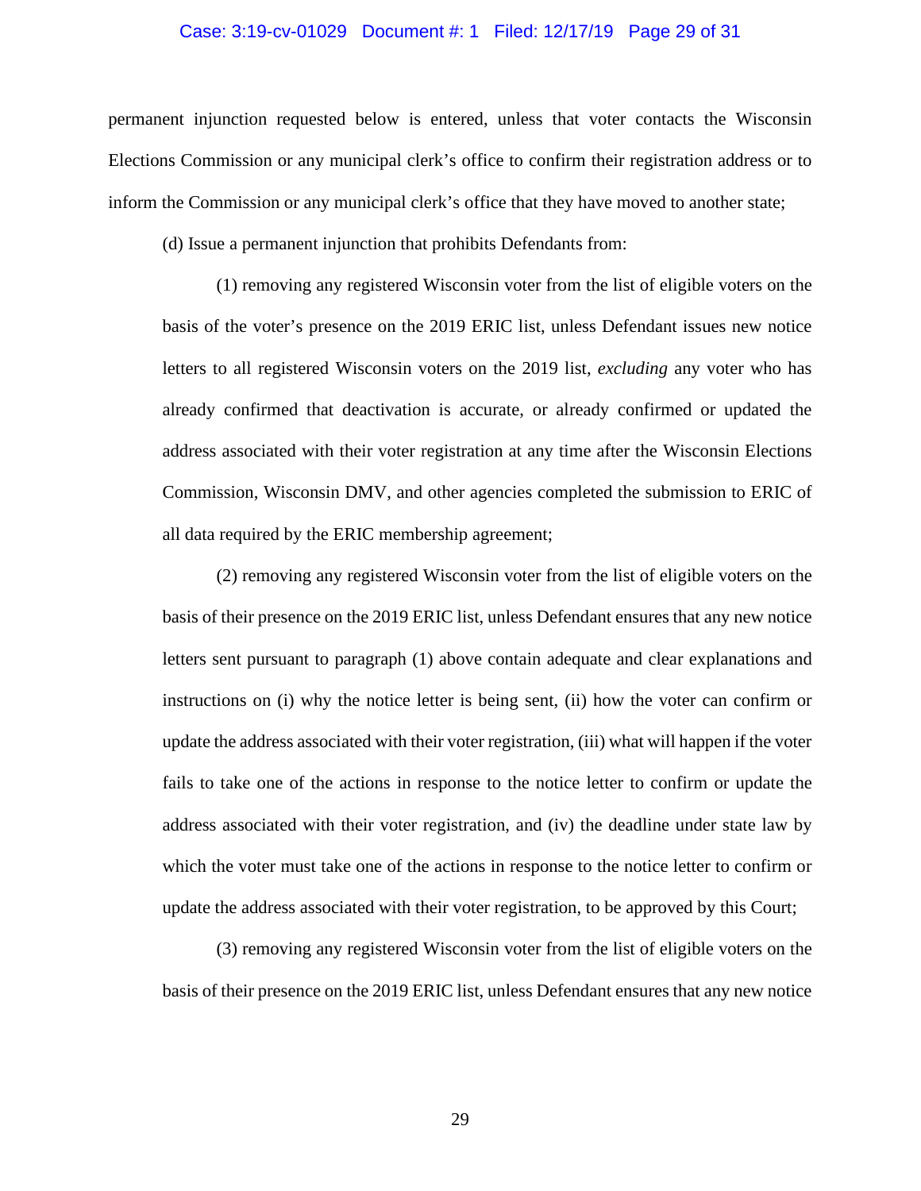permanent injunction requested below is entered, unless that voter contacts the Wisconsin Elections Commission or any municipal clerk's office to confirm their registration address or to inform the Commission or any municipal clerk's office that they have moved to another state;

(d) Issue a permanent injunction that prohibits Defendants from:

(1) removing any registered Wisconsin voter from the list of eligible voters on the basis of the voter's presence on the 2019 ERIC list, unless Defendant issues new notice letters to all registered Wisconsin voters on the 2019 list, *excluding* any voter who has already confirmed that deactivation is accurate, or already confirmed or updated the address associated with their voter registration at any time after the Wisconsin Elections Commission, Wisconsin DMV, and other agencies completed the submission to ERIC of all data required by the ERIC membership agreement;

(2) removing any registered Wisconsin voter from the list of eligible voters on the basis of their presence on the 2019 ERIC list, unless Defendant ensures that any new notice letters sent pursuant to paragraph (1) above contain adequate and clear explanations and instructions on (i) why the notice letter is being sent, (ii) how the voter can confirm or update the address associated with their voter registration, (iii) what will happen if the voter fails to take one of the actions in response to the notice letter to confirm or update the address associated with their voter registration, and (iv) the deadline under state law by which the voter must take one of the actions in response to the notice letter to confirm or update the address associated with their voter registration, to be approved by this Court;

(3) removing any registered Wisconsin voter from the list of eligible voters on the basis of their presence on the 2019 ERIC list, unless Defendant ensures that any new notice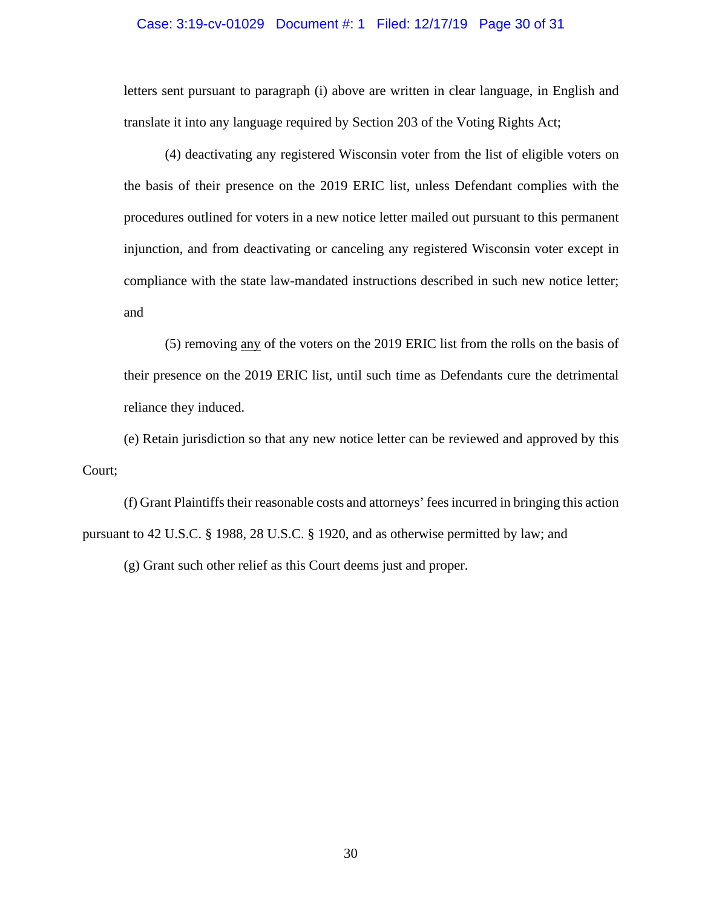letters sent pursuant to paragraph (i) above are written in clear language, in English and translate it into any language required by Section 203 of the Voting Rights Act;

(4) deactivating any registered Wisconsin voter from the list of eligible voters on the basis of their presence on the 2019 ERIC list, unless Defendant complies with the procedures outlined for voters in a new notice letter mailed out pursuant to this permanent injunction, and from deactivating or canceling any registered Wisconsin voter except in compliance with the state law-mandated instructions described in such new notice letter; and

(5) removing <u>any</u> of the voters on the 2019 ERIC list from the rolls on the basis of their presence on the 2019 ERIC list, until such time as Defendants cure the detrimental reliance they induced.

(e) Retain jurisdiction so that any new notice letter can be reviewed and approved by this Court;

(f) Grant Plaintiffs their reasonable costs and attorneys' fees incurred in bringing this action pursuant to 42 U.S.C. § 1988, 28 U.S.C. § 1920, and as otherwise permitted by law; and

(g) Grant such other relief as this Court deems just and proper.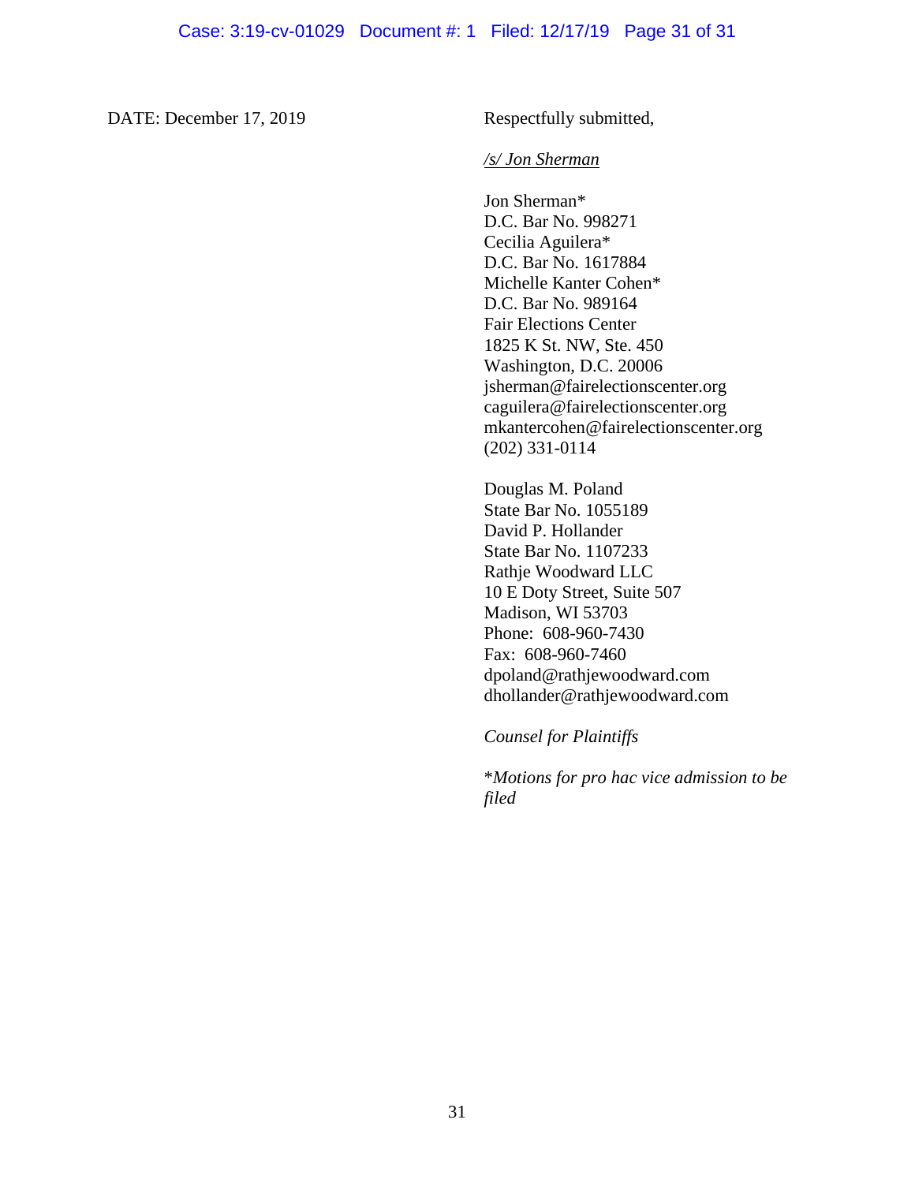DATE: December 17, 2019

Respectfully submitted,

*/s/ Jon Sherman*

Jon Sherman*
D.C. Bar No. 998271
Cecilia Aguilera*
D.C. Bar No. 1617884
Michelle Kanter Cohen*
D.C. Bar No. 989164
Fair Elections Center
1825 K St. NW, Ste. 450
Washington, D.C. 20006
jsherman@fairelectionscenter.org
caguilera@fairelectionscenter.org
mkantercohen@fairelectionscenter.org
(202) 331-0114

Douglas M. Poland
State Bar No. 1055189
David P. Hollander
State Bar No. 1107233
Rathje Woodward LLC
10 E Doty Street, Suite 507
Madison, WI 53703
Phone: 608-960-7430
Fax: 608-960-7460
dpoland@rathjewoodward.com
dhollander@rathjewoodward.com

*Counsel for Plaintiffs*

*\*Motions for pro hac vice admission to be filed*